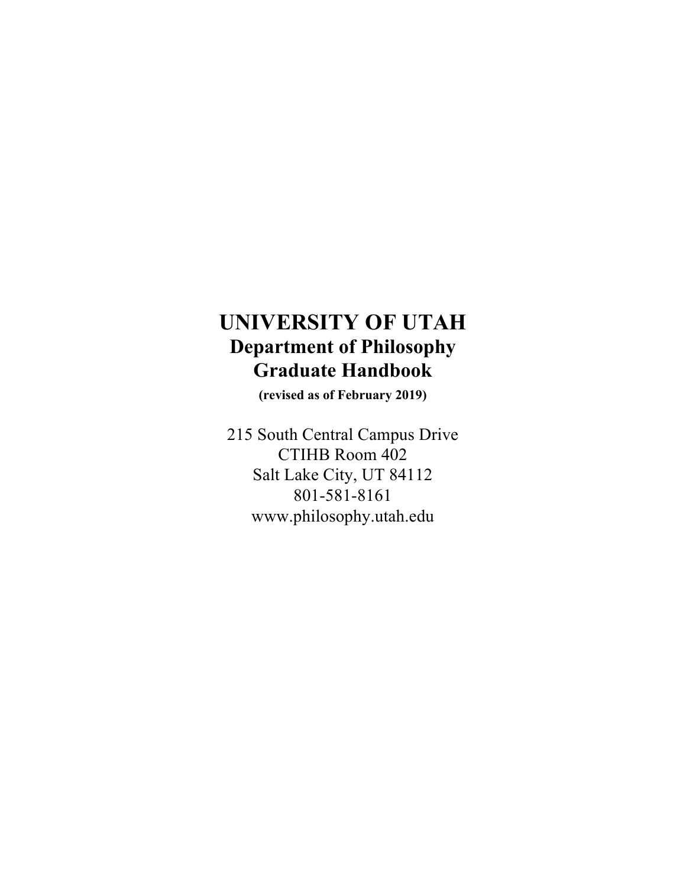# UNIVERSITY OF UTAH

## Department of Philosophy

## Graduate Handbook

**(revised as of February 2019)**

215 South Central Campus Drive
CTIHB Room 402
Salt Lake City, UT 84112
801-581-8161
www.philosophy.utah.edu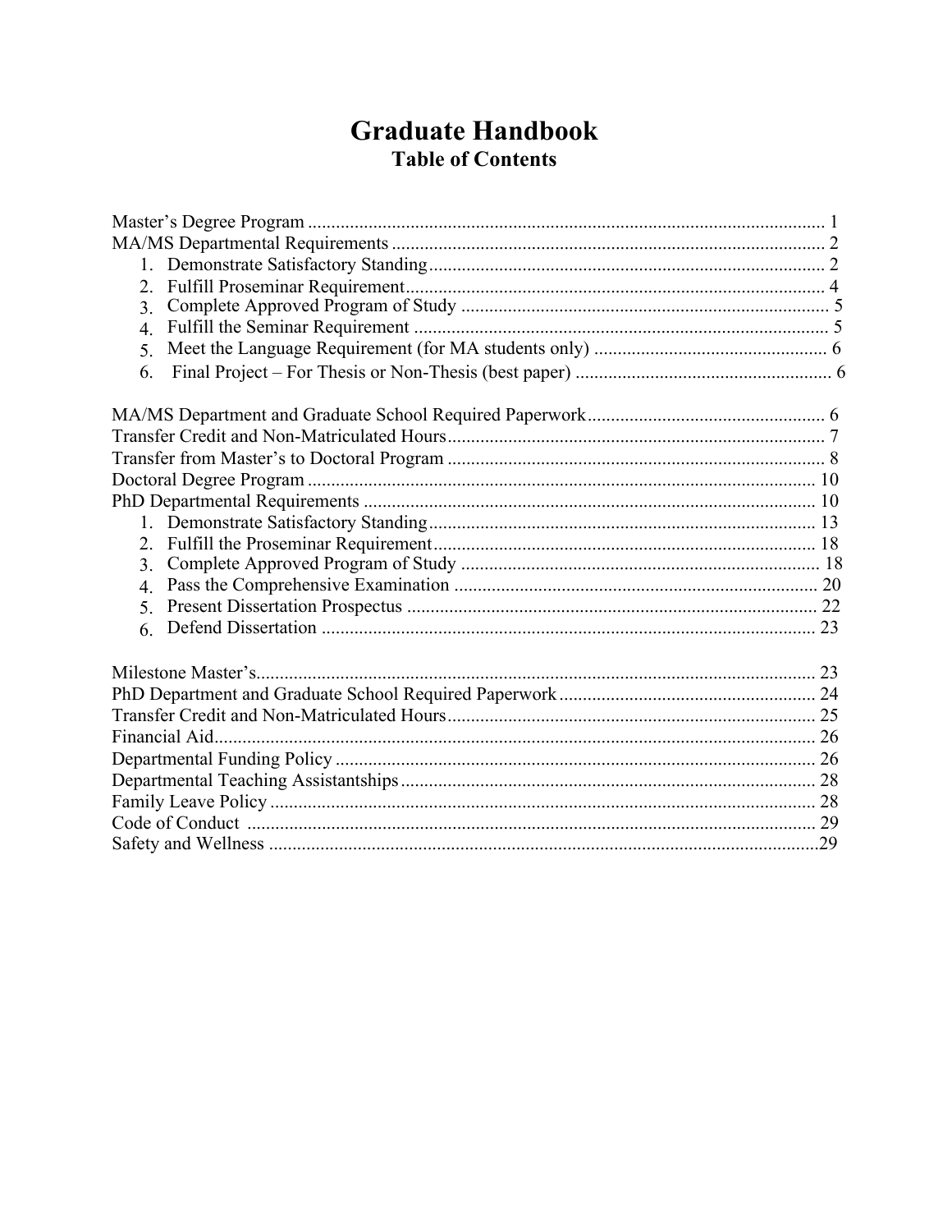# Graduate Handbook

## Table of Contents

Master's Degree Program ............................................................................................................... 1
MA/MS Departmental Requirements ............................................................................................. 2
  1. Demonstrate Satisfactory Standing...................................................................................... 2
  2. Fulfill Proseminar Requirement........................................................................................... 4
  3. Complete Approved Program of Study ............................................................................... 5
  4. Fulfill the Seminar Requirement ......................................................................................... 5
  5. Meet the Language Requirement (for MA students only) .................................................. 6
  6. Final Project – For Thesis or Non-Thesis (best paper) ....................................................... 6

MA/MS Department and Graduate School Required Paperwork................................................... 6
Transfer Credit and Non-Matriculated Hours................................................................................. 7
Transfer from Master's to Doctoral Program ................................................................................. 8
Doctoral Degree Program ............................................................................................................. 10
PhD Departmental Requirements ................................................................................................. 10
  1. Demonstrate Satisfactory Standing.................................................................................... 13
  2. Fulfill the Proseminar Requirement................................................................................... 18
  3. Complete Approved Program of Study ............................................................................. 18
  4. Pass the Comprehensive Examination .............................................................................. 20
  5. Present Dissertation Prospectus ........................................................................................ 22
  6. Defend Dissertation .......................................................................................................... 23

Milestone Master's........................................................................................................................ 23
PhD Department and Graduate School Required Paperwork ....................................................... 24
Transfer Credit and Non-Matriculated Hours............................................................................... 25
Financial Aid................................................................................................................................. 26
Departmental Funding Policy ....................................................................................................... 26
Departmental Teaching Assistantships......................................................................................... 28
Family Leave Policy ..................................................................................................................... 28
Code of Conduct .......................................................................................................................... 29
Safety and Wellness ......................................................................................................................29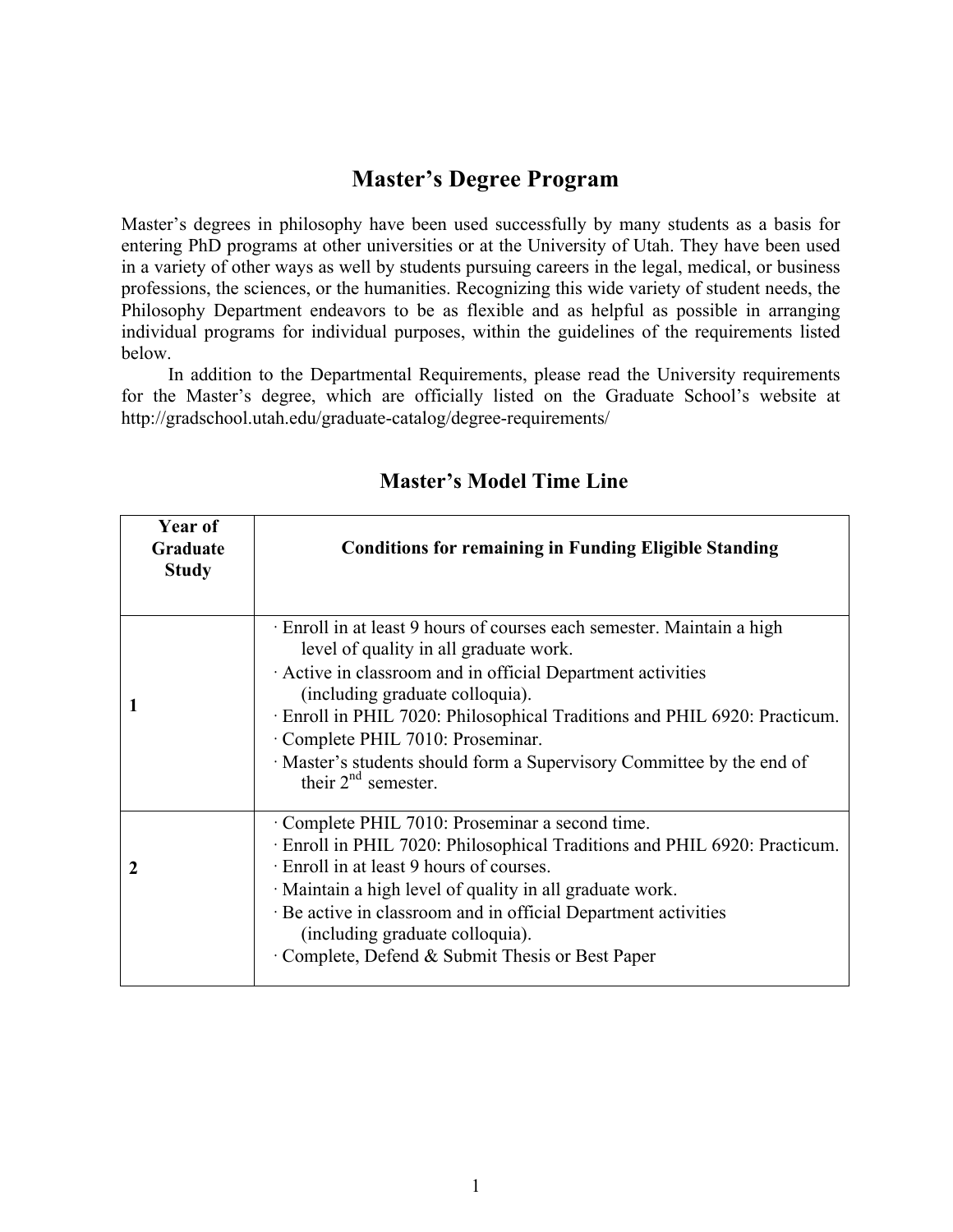# Master's Degree Program

Master's degrees in philosophy have been used successfully by many students as a basis for entering PhD programs at other universities or at the University of Utah. They have been used in a variety of other ways as well by students pursuing careers in the legal, medical, or business professions, the sciences, or the humanities. Recognizing this wide variety of student needs, the Philosophy Department endeavors to be as flexible and as helpful as possible in arranging individual programs for individual purposes, within the guidelines of the requirements listed below.

In addition to the Departmental Requirements, please read the University requirements for the Master's degree, which are officially listed on the Graduate School's website at http://gradschool.utah.edu/graduate-catalog/degree-requirements/

## Master's Model Time Line

| Year of Graduate Study | Conditions for remaining in Funding Eligible Standing |
|---|---|
| 1 | · Enroll in at least 9 hours of courses each semester. Maintain a high level of quality in all graduate work.<br>· Active in classroom and in official Department activities (including graduate colloquia).<br>· Enroll in PHIL 7020: Philosophical Traditions and PHIL 6920: Practicum.<br>· Complete PHIL 7010: Proseminar.<br>· Master's students should form a Supervisory Committee by the end of their 2nd semester. |
| 2 | · Complete PHIL 7010: Proseminar a second time.<br>· Enroll in PHIL 7020: Philosophical Traditions and PHIL 6920: Practicum.<br>· Enroll in at least 9 hours of courses.<br>· Maintain a high level of quality in all graduate work.<br>· Be active in classroom and in official Department activities (including graduate colloquia).<br>· Complete, Defend & Submit Thesis or Best Paper |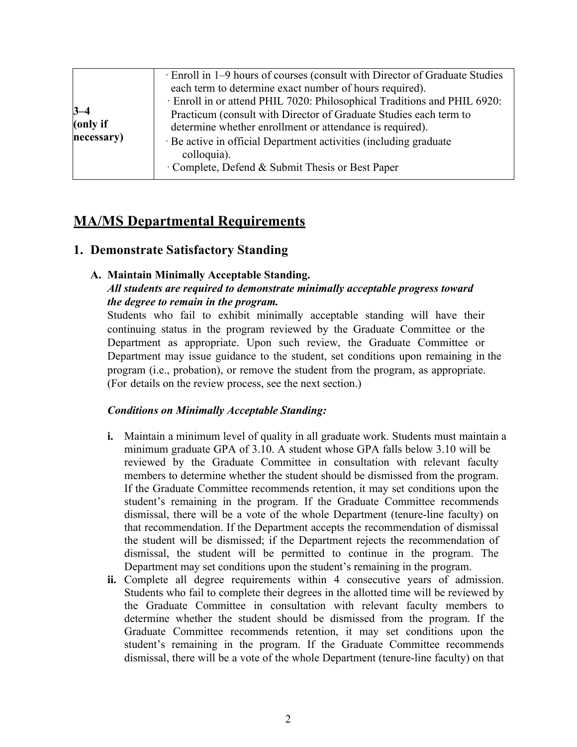| | |
|---|---|
| **3–4 (only if necessary)** | · Enroll in 1–9 hours of courses (consult with Director of Graduate Studies each term to determine exact number of hours required).<br>· Enroll in or attend PHIL 7020: Philosophical Traditions and PHIL 6920: Practicum (consult with Director of Graduate Studies each term to determine whether enrollment or attendance is required).<br>· Be active in official Department activities (including graduate colloquia).<br>· Complete, Defend & Submit Thesis or Best Paper |

# MA/MS Departmental Requirements

## 1. Demonstrate Satisfactory Standing

### A. Maintain Minimally Acceptable Standing.

***All students are required to demonstrate minimally acceptable progress toward the degree to remain in the program.***

Students who fail to exhibit minimally acceptable standing will have their continuing status in the program reviewed by the Graduate Committee or the Department as appropriate. Upon such review, the Graduate Committee or Department may issue guidance to the student, set conditions upon remaining in the program (i.e., probation), or remove the student from the program, as appropriate. (For details on the review process, see the next section.)

***Conditions on Minimally Acceptable Standing:***

**i.** Maintain a minimum level of quality in all graduate work. Students must maintain a minimum graduate GPA of 3.10. A student whose GPA falls below 3.10 will be reviewed by the Graduate Committee in consultation with relevant faculty members to determine whether the student should be dismissed from the program. If the Graduate Committee recommends retention, it may set conditions upon the student's remaining in the program. If the Graduate Committee recommends dismissal, there will be a vote of the whole Department (tenure-line faculty) on that recommendation. If the Department accepts the recommendation of dismissal the student will be dismissed; if the Department rejects the recommendation of dismissal, the student will be permitted to continue in the program. The Department may set conditions upon the student's remaining in the program.

**ii.** Complete all degree requirements within 4 consecutive years of admission. Students who fail to complete their degrees in the allotted time will be reviewed by the Graduate Committee in consultation with relevant faculty members to determine whether the student should be dismissed from the program. If the Graduate Committee recommends retention, it may set conditions upon the student's remaining in the program. If the Graduate Committee recommends dismissal, there will be a vote of the whole Department (tenure-line faculty) on that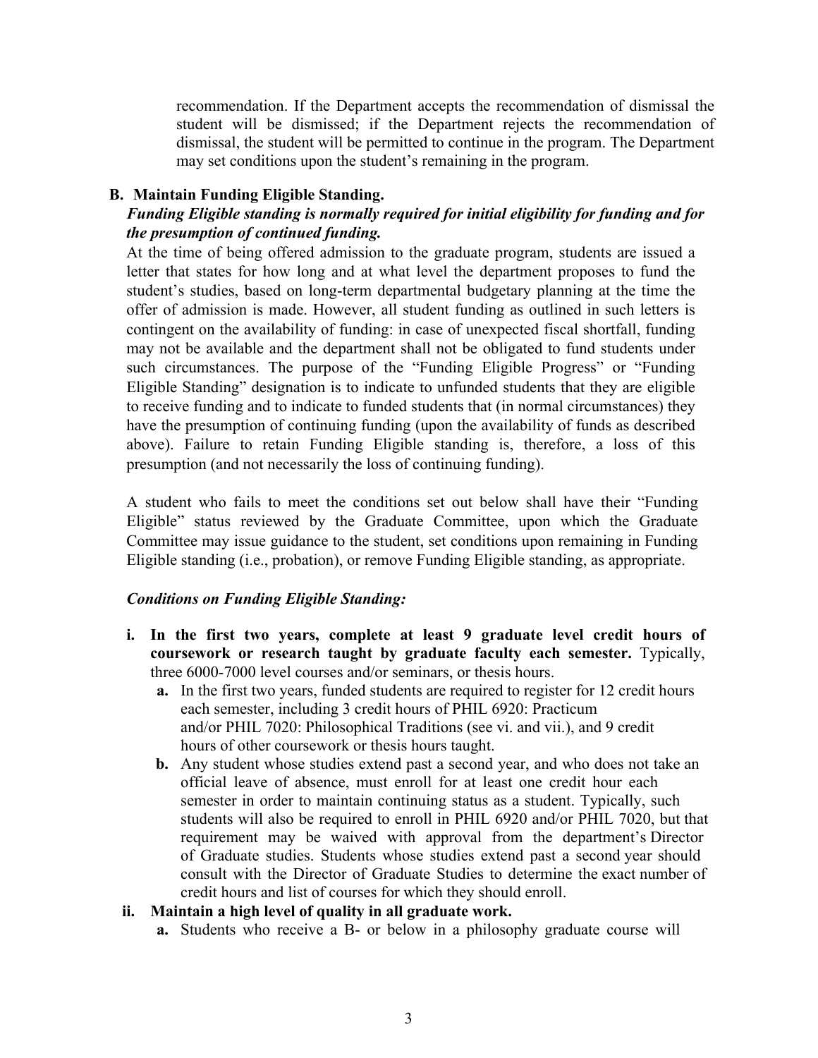recommendation. If the Department accepts the recommendation of dismissal the student will be dismissed; if the Department rejects the recommendation of dismissal, the student will be permitted to continue in the program. The Department may set conditions upon the student's remaining in the program.

**B. Maintain Funding Eligible Standing.**

***Funding Eligible standing is normally required for initial eligibility for funding and for the presumption of continued funding.***

At the time of being offered admission to the graduate program, students are issued a letter that states for how long and at what level the department proposes to fund the student's studies, based on long-term departmental budgetary planning at the time the offer of admission is made. However, all student funding as outlined in such letters is contingent on the availability of funding: in case of unexpected fiscal shortfall, funding may not be available and the department shall not be obligated to fund students under such circumstances. The purpose of the "Funding Eligible Progress" or "Funding Eligible Standing" designation is to indicate to unfunded students that they are eligible to receive funding and to indicate to funded students that (in normal circumstances) they have the presumption of continuing funding (upon the availability of funds as described above). Failure to retain Funding Eligible standing is, therefore, a loss of this presumption (and not necessarily the loss of continuing funding).

A student who fails to meet the conditions set out below shall have their "Funding Eligible" status reviewed by the Graduate Committee, upon which the Graduate Committee may issue guidance to the student, set conditions upon remaining in Funding Eligible standing (i.e., probation), or remove Funding Eligible standing, as appropriate.

***Conditions on Funding Eligible Standing:***

**i. In the first two years, complete at least 9 graduate level credit hours of coursework or research taught by graduate faculty each semester.** Typically, three 6000-7000 level courses and/or seminars, or thesis hours.

  **a.** In the first two years, funded students are required to register for 12 credit hours each semester, including 3 credit hours of PHIL 6920: Practicum and/or PHIL 7020: Philosophical Traditions (see vi. and vii.), and 9 credit hours of other coursework or thesis hours taught.

  **b.** Any student whose studies extend past a second year, and who does not take an official leave of absence, must enroll for at least one credit hour each semester in order to maintain continuing status as a student. Typically, such students will also be required to enroll in PHIL 6920 and/or PHIL 7020, but that requirement may be waived with approval from the department's Director of Graduate studies. Students whose studies extend past a second year should consult with the Director of Graduate Studies to determine the exact number of credit hours and list of courses for which they should enroll.

**ii. Maintain a high level of quality in all graduate work.**

  **a.** Students who receive a B- or below in a philosophy graduate course will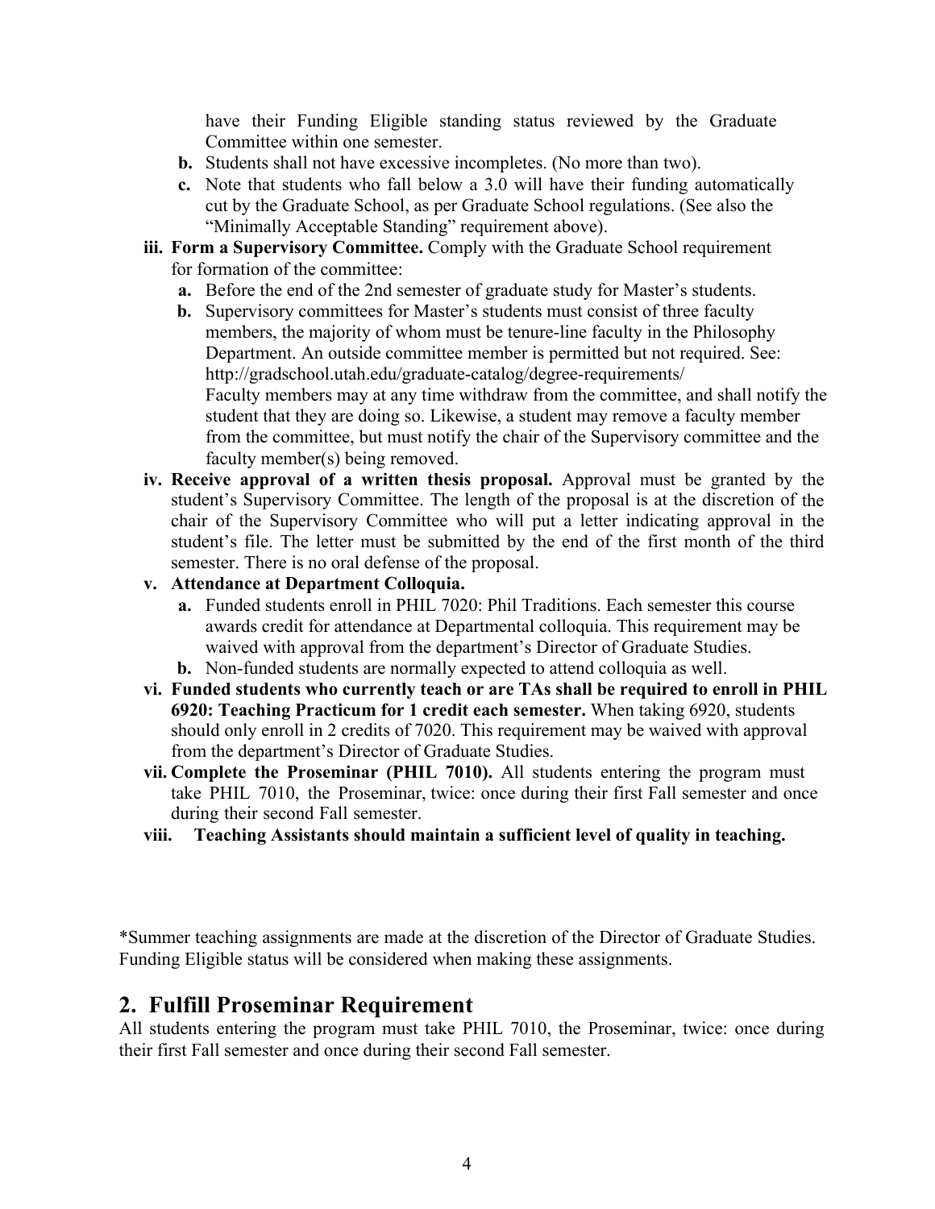have their Funding Eligible standing status reviewed by the Graduate Committee within one semester.

   - **b.** Students shall not have excessive incompletes. (No more than two).
   - **c.** Note that students who fall below a 3.0 will have their funding automatically cut by the Graduate School, as per Graduate School regulations. (See also the "Minimally Acceptable Standing" requirement above).

- **iii. Form a Supervisory Committee.** Comply with the Graduate School requirement for formation of the committee:
   - **a.** Before the end of the 2nd semester of graduate study for Master's students.
   - **b.** Supervisory committees for Master's students must consist of three faculty members, the majority of whom must be tenure-line faculty in the Philosophy Department. An outside committee member is permitted but not required. See: http://gradschool.utah.edu/graduate-catalog/degree-requirements/
     Faculty members may at any time withdraw from the committee, and shall notify the student that they are doing so. Likewise, a student may remove a faculty member from the committee, but must notify the chair of the Supervisory committee and the faculty member(s) being removed.
- **iv. Receive approval of a written thesis proposal.** Approval must be granted by the student's Supervisory Committee. The length of the proposal is at the discretion of the chair of the Supervisory Committee who will put a letter indicating approval in the student's file. The letter must be submitted by the end of the first month of the third semester. There is no oral defense of the proposal.
- **v. Attendance at Department Colloquia.**
   - **a.** Funded students enroll in PHIL 7020: Phil Traditions. Each semester this course awards credit for attendance at Departmental colloquia. This requirement may be waived with approval from the department's Director of Graduate Studies.
   - **b.** Non-funded students are normally expected to attend colloquia as well.
- **vi. Funded students who currently teach or are TAs shall be required to enroll in PHIL 6920: Teaching Practicum for 1 credit each semester.** When taking 6920, students should only enroll in 2 credits of 7020. This requirement may be waived with approval from the department's Director of Graduate Studies.
- **vii. Complete the Proseminar (PHIL 7010).** All students entering the program must take PHIL 7010, the Proseminar, twice: once during their first Fall semester and once during their second Fall semester.
- **viii. Teaching Assistants should maintain a sufficient level of quality in teaching.**

*Summer teaching assignments are made at the discretion of the Director of Graduate Studies. Funding Eligible status will be considered when making these assignments.

## 2. Fulfill Proseminar Requirement

All students entering the program must take PHIL 7010, the Proseminar, twice: once during their first Fall semester and once during their second Fall semester.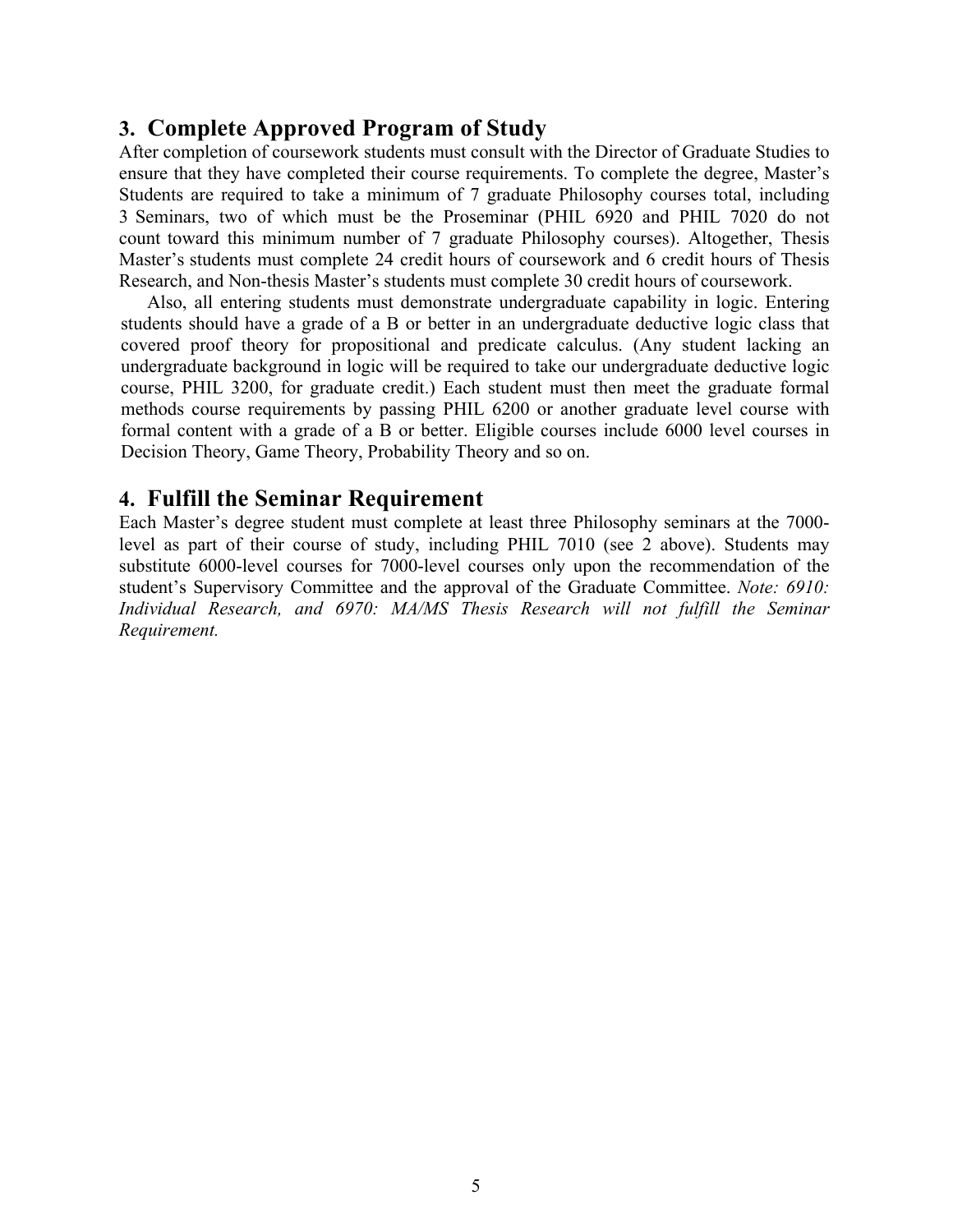## 3. Complete Approved Program of Study

After completion of coursework students must consult with the Director of Graduate Studies to ensure that they have completed their course requirements. To complete the degree, Master's Students are required to take a minimum of 7 graduate Philosophy courses total, including 3 Seminars, two of which must be the Proseminar (PHIL 6920 and PHIL 7020 do not count toward this minimum number of 7 graduate Philosophy courses). Altogether, Thesis Master's students must complete 24 credit hours of coursework and 6 credit hours of Thesis Research, and Non-thesis Master's students must complete 30 credit hours of coursework.

Also, all entering students must demonstrate undergraduate capability in logic. Entering students should have a grade of a B or better in an undergraduate deductive logic class that covered proof theory for propositional and predicate calculus. (Any student lacking an undergraduate background in logic will be required to take our undergraduate deductive logic course, PHIL 3200, for graduate credit.) Each student must then meet the graduate formal methods course requirements by passing PHIL 6200 or another graduate level course with formal content with a grade of a B or better. Eligible courses include 6000 level courses in Decision Theory, Game Theory, Probability Theory and so on.

## 4. Fulfill the Seminar Requirement

Each Master's degree student must complete at least three Philosophy seminars at the 7000-level as part of their course of study, including PHIL 7010 (see 2 above). Students may substitute 6000-level courses for 7000-level courses only upon the recommendation of the student's Supervisory Committee and the approval of the Graduate Committee. *Note: 6910: Individual Research, and 6970: MA/MS Thesis Research will not fulfill the Seminar Requirement.*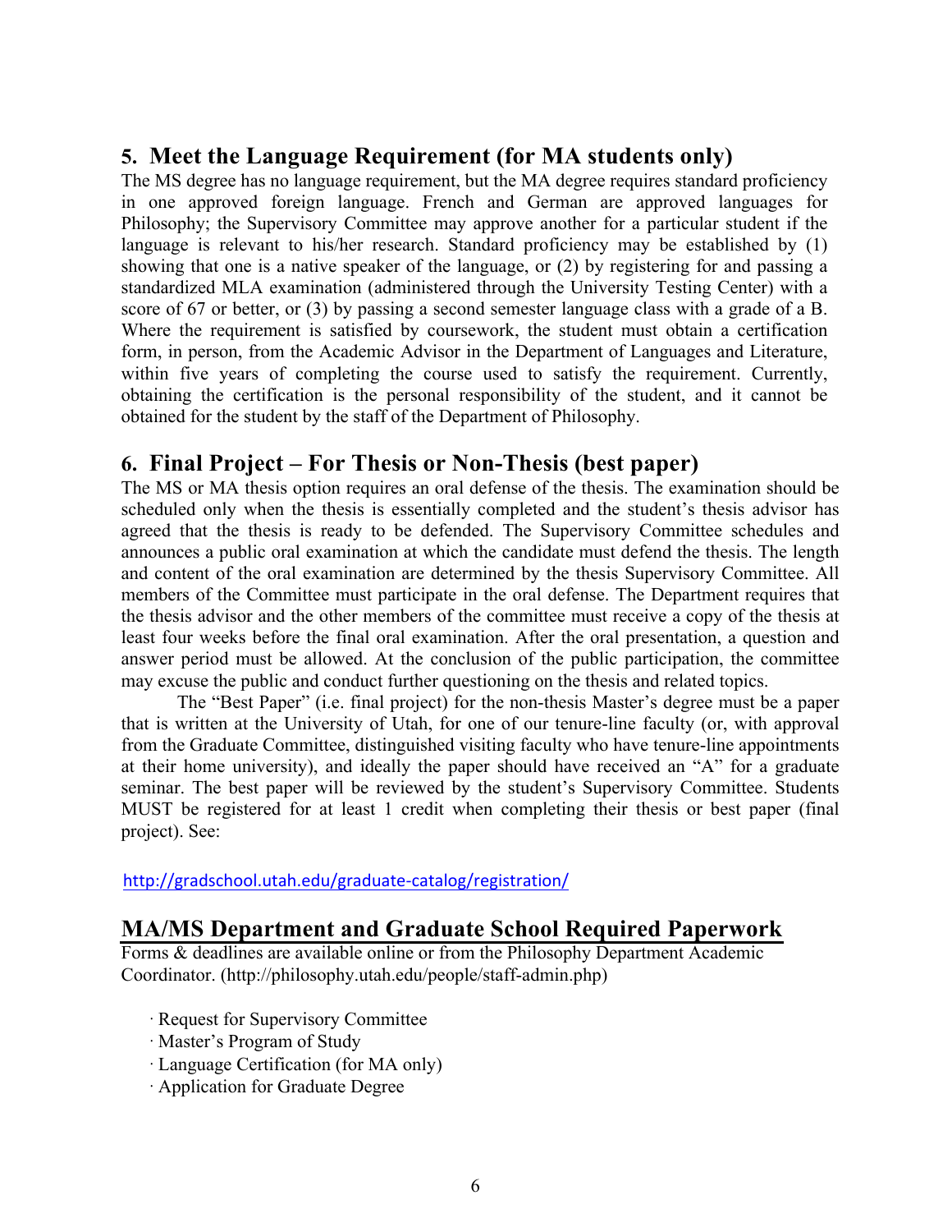## 5. Meet the Language Requirement (for MA students only)

The MS degree has no language requirement, but the MA degree requires standard proficiency in one approved foreign language. French and German are approved languages for Philosophy; the Supervisory Committee may approve another for a particular student if the language is relevant to his/her research. Standard proficiency may be established by (1) showing that one is a native speaker of the language, or (2) by registering for and passing a standardized MLA examination (administered through the University Testing Center) with a score of 67 or better, or (3) by passing a second semester language class with a grade of a B. Where the requirement is satisfied by coursework, the student must obtain a certification form, in person, from the Academic Advisor in the Department of Languages and Literature, within five years of completing the course used to satisfy the requirement. Currently, obtaining the certification is the personal responsibility of the student, and it cannot be obtained for the student by the staff of the Department of Philosophy.

## 6. Final Project – For Thesis or Non-Thesis (best paper)

The MS or MA thesis option requires an oral defense of the thesis. The examination should be scheduled only when the thesis is essentially completed and the student's thesis advisor has agreed that the thesis is ready to be defended. The Supervisory Committee schedules and announces a public oral examination at which the candidate must defend the thesis. The length and content of the oral examination are determined by the thesis Supervisory Committee. All members of the Committee must participate in the oral defense. The Department requires that the thesis advisor and the other members of the committee must receive a copy of the thesis at least four weeks before the final oral examination. After the oral presentation, a question and answer period must be allowed. At the conclusion of the public participation, the committee may excuse the public and conduct further questioning on the thesis and related topics.

The "Best Paper" (i.e. final project) for the non-thesis Master's degree must be a paper that is written at the University of Utah, for one of our tenure-line faculty (or, with approval from the Graduate Committee, distinguished visiting faculty who have tenure-line appointments at their home university), and ideally the paper should have received an "A" for a graduate seminar. The best paper will be reviewed by the student's Supervisory Committee. Students MUST be registered for at least 1 credit when completing their thesis or best paper (final project). See:

http://gradschool.utah.edu/graduate-catalog/registration/

## MA/MS Department and Graduate School Required Paperwork

Forms & deadlines are available online or from the Philosophy Department Academic Coordinator. (http://philosophy.utah.edu/people/staff-admin.php)

- Request for Supervisory Committee
- Master's Program of Study
- Language Certification (for MA only)
- Application for Graduate Degree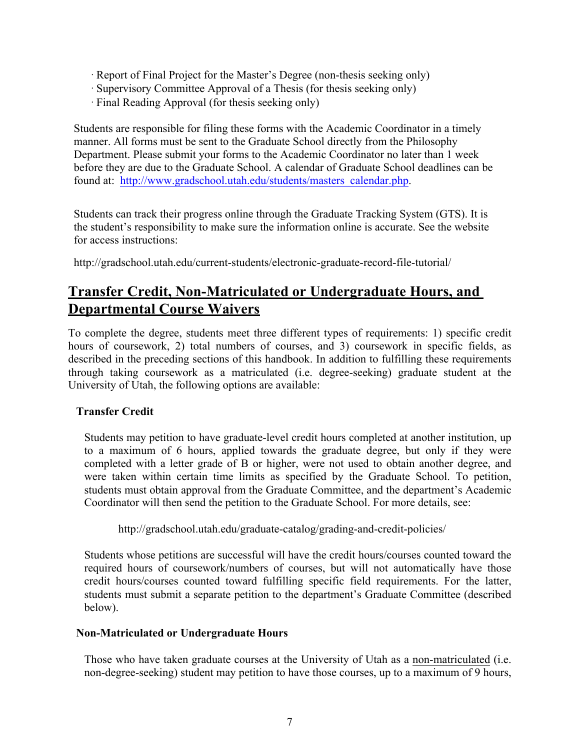· Report of Final Project for the Master's Degree (non-thesis seeking only)
· Supervisory Committee Approval of a Thesis (for thesis seeking only)
· Final Reading Approval (for thesis seeking only)

Students are responsible for filing these forms with the Academic Coordinator in a timely manner. All forms must be sent to the Graduate School directly from the Philosophy Department. Please submit your forms to the Academic Coordinator no later than 1 week before they are due to the Graduate School. A calendar of Graduate School deadlines can be found at: http://www.gradschool.utah.edu/students/masters_calendar.php.

Students can track their progress online through the Graduate Tracking System (GTS). It is the student's responsibility to make sure the information online is accurate. See the website for access instructions:

http://gradschool.utah.edu/current-students/electronic-graduate-record-file-tutorial/

## Transfer Credit, Non-Matriculated or Undergraduate Hours, and Departmental Course Waivers

To complete the degree, students meet three different types of requirements: 1) specific credit hours of coursework, 2) total numbers of courses, and 3) coursework in specific fields, as described in the preceding sections of this handbook. In addition to fulfilling these requirements through taking coursework as a matriculated (i.e. degree-seeking) graduate student at the University of Utah, the following options are available:

### Transfer Credit

Students may petition to have graduate-level credit hours completed at another institution, up to a maximum of 6 hours, applied towards the graduate degree, but only if they were completed with a letter grade of B or higher, were not used to obtain another degree, and were taken within certain time limits as specified by the Graduate School. To petition, students must obtain approval from the Graduate Committee, and the department's Academic Coordinator will then send the petition to the Graduate School. For more details, see:

http://gradschool.utah.edu/graduate-catalog/grading-and-credit-policies/

Students whose petitions are successful will have the credit hours/courses counted toward the required hours of coursework/numbers of courses, but will not automatically have those credit hours/courses counted toward fulfilling specific field requirements. For the latter, students must submit a separate petition to the department's Graduate Committee (described below).

### Non-Matriculated or Undergraduate Hours

Those who have taken graduate courses at the University of Utah as a non-matriculated (i.e. non-degree-seeking) student may petition to have those courses, up to a maximum of 9 hours,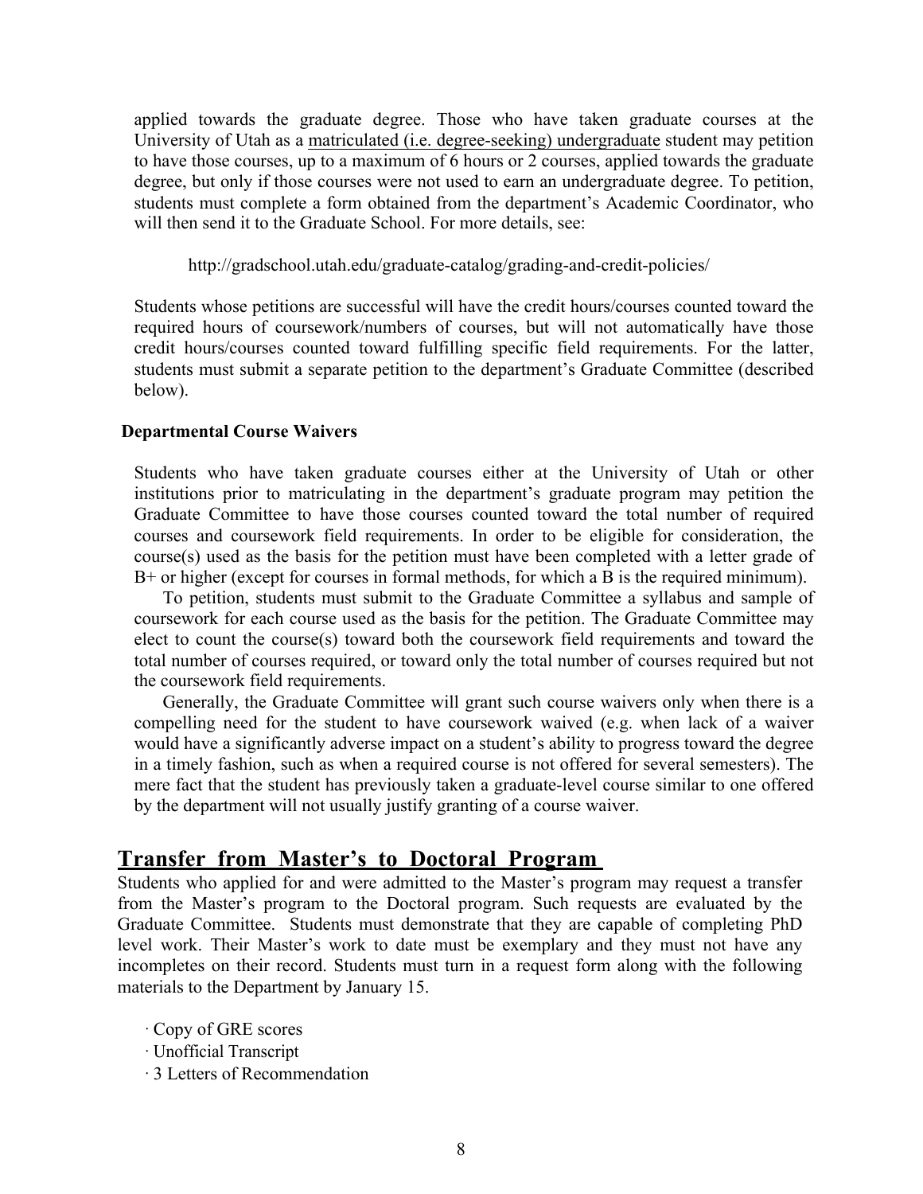applied towards the graduate degree. Those who have taken graduate courses at the University of Utah as a matriculated (i.e. degree-seeking) undergraduate student may petition to have those courses, up to a maximum of 6 hours or 2 courses, applied towards the graduate degree, but only if those courses were not used to earn an undergraduate degree. To petition, students must complete a form obtained from the department's Academic Coordinator, who will then send it to the Graduate School. For more details, see:

http://gradschool.utah.edu/graduate-catalog/grading-and-credit-policies/

Students whose petitions are successful will have the credit hours/courses counted toward the required hours of coursework/numbers of courses, but will not automatically have those credit hours/courses counted toward fulfilling specific field requirements. For the latter, students must submit a separate petition to the department's Graduate Committee (described below).

**Departmental Course Waivers**

Students who have taken graduate courses either at the University of Utah or other institutions prior to matriculating in the department's graduate program may petition the Graduate Committee to have those courses counted toward the total number of required courses and coursework field requirements. In order to be eligible for consideration, the course(s) used as the basis for the petition must have been completed with a letter grade of B+ or higher (except for courses in formal methods, for which a B is the required minimum).

To petition, students must submit to the Graduate Committee a syllabus and sample of coursework for each course used as the basis for the petition. The Graduate Committee may elect to count the course(s) toward both the coursework field requirements and toward the total number of courses required, or toward only the total number of courses required but not the coursework field requirements.

Generally, the Graduate Committee will grant such course waivers only when there is a compelling need for the student to have coursework waived (e.g. when lack of a waiver would have a significantly adverse impact on a student's ability to progress toward the degree in a timely fashion, such as when a required course is not offered for several semesters). The mere fact that the student has previously taken a graduate-level course similar to one offered by the department will not usually justify granting of a course waiver.

## Transfer from Master's to Doctoral Program

Students who applied for and were admitted to the Master's program may request a transfer from the Master's program to the Doctoral program. Such requests are evaluated by the Graduate Committee. Students must demonstrate that they are capable of completing PhD level work. Their Master's work to date must be exemplary and they must not have any incompletes on their record. Students must turn in a request form along with the following materials to the Department by January 15.

- Copy of GRE scores
- Unofficial Transcript
- 3 Letters of Recommendation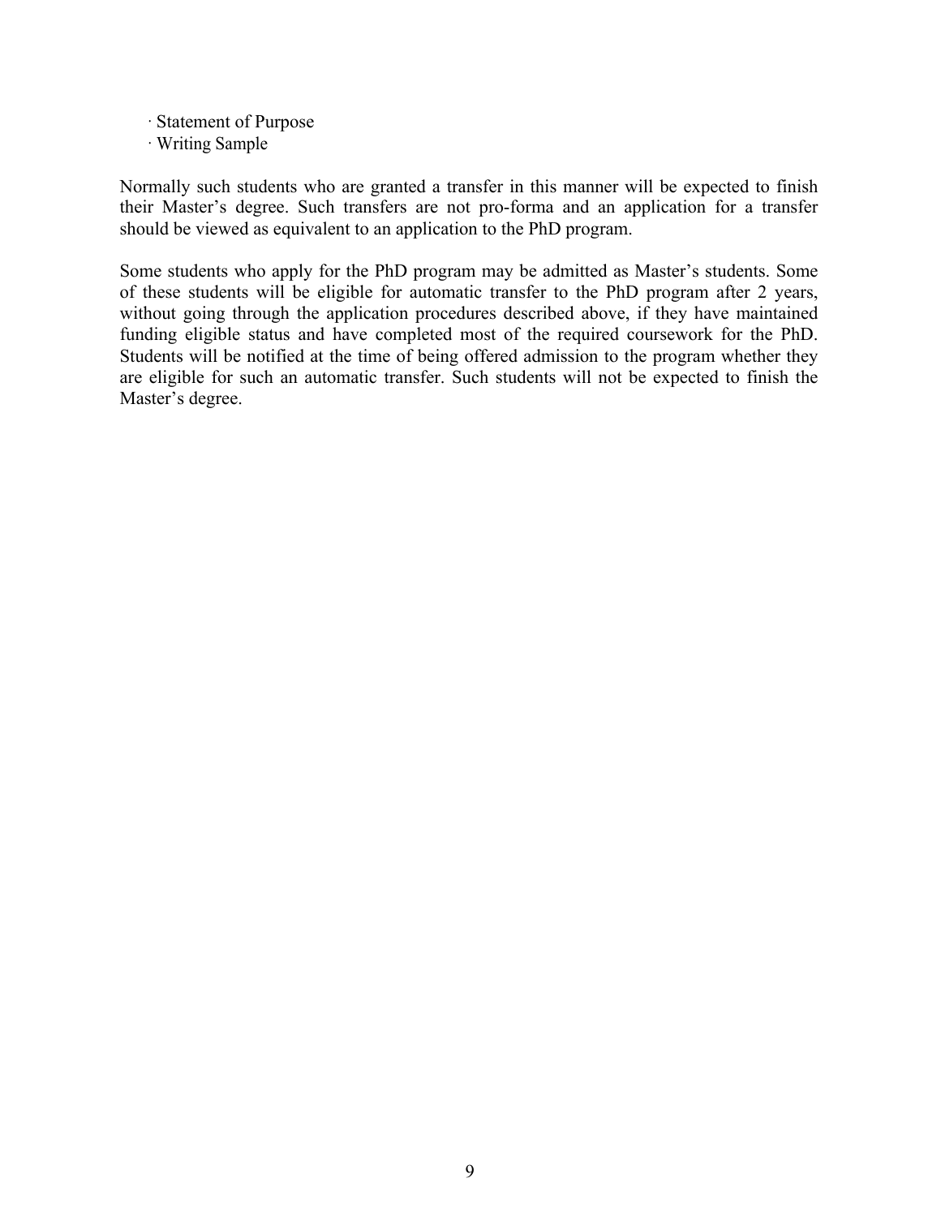- Statement of Purpose
- Writing Sample

Normally such students who are granted a transfer in this manner will be expected to finish their Master's degree. Such transfers are not pro-forma and an application for a transfer should be viewed as equivalent to an application to the PhD program.

Some students who apply for the PhD program may be admitted as Master's students. Some of these students will be eligible for automatic transfer to the PhD program after 2 years, without going through the application procedures described above, if they have maintained funding eligible status and have completed most of the required coursework for the PhD. Students will be notified at the time of being offered admission to the program whether they are eligible for such an automatic transfer. Such students will not be expected to finish the Master's degree.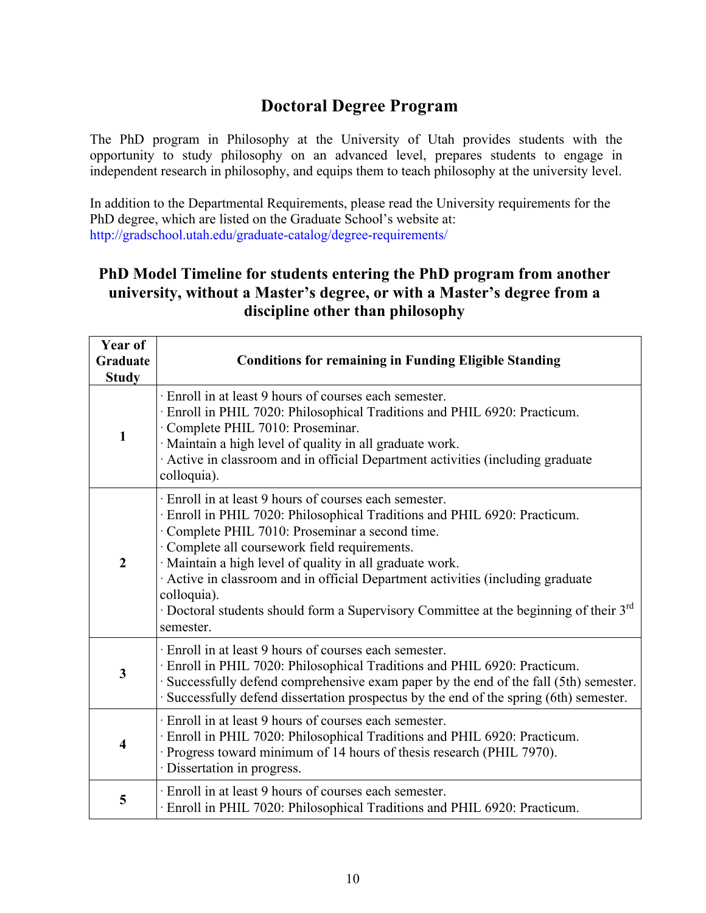## Doctoral Degree Program

The PhD program in Philosophy at the University of Utah provides students with the opportunity to study philosophy on an advanced level, prepares students to engage in independent research in philosophy, and equips them to teach philosophy at the university level.

In addition to the Departmental Requirements, please read the University requirements for the PhD degree, which are listed on the Graduate School's website at: http://gradschool.utah.edu/graduate-catalog/degree-requirements/

### PhD Model Timeline for students entering the PhD program from another university, without a Master's degree, or with a Master's degree from a discipline other than philosophy

| Year of Graduate Study | Conditions for remaining in Funding Eligible Standing |
|---|---|
| 1 | · Enroll in at least 9 hours of courses each semester.<br>· Enroll in PHIL 7020: Philosophical Traditions and PHIL 6920: Practicum.<br>· Complete PHIL 7010: Proseminar.<br>· Maintain a high level of quality in all graduate work.<br>· Active in classroom and in official Department activities (including graduate colloquia). |
| 2 | · Enroll in at least 9 hours of courses each semester.<br>· Enroll in PHIL 7020: Philosophical Traditions and PHIL 6920: Practicum.<br>· Complete PHIL 7010: Proseminar a second time.<br>· Complete all coursework field requirements.<br>· Maintain a high level of quality in all graduate work.<br>· Active in classroom and in official Department activities (including graduate colloquia).<br>· Doctoral students should form a Supervisory Committee at the beginning of their 3rd semester. |
| 3 | · Enroll in at least 9 hours of courses each semester.<br>· Enroll in PHIL 7020: Philosophical Traditions and PHIL 6920: Practicum.<br>· Successfully defend comprehensive exam paper by the end of the fall (5th) semester.<br>· Successfully defend dissertation prospectus by the end of the spring (6th) semester. |
| 4 | · Enroll in at least 9 hours of courses each semester.<br>· Enroll in PHIL 7020: Philosophical Traditions and PHIL 6920: Practicum.<br>· Progress toward minimum of 14 hours of thesis research (PHIL 7970).<br>· Dissertation in progress. |
| 5 | · Enroll in at least 9 hours of courses each semester.<br>· Enroll in PHIL 7020: Philosophical Traditions and PHIL 6920: Practicum. |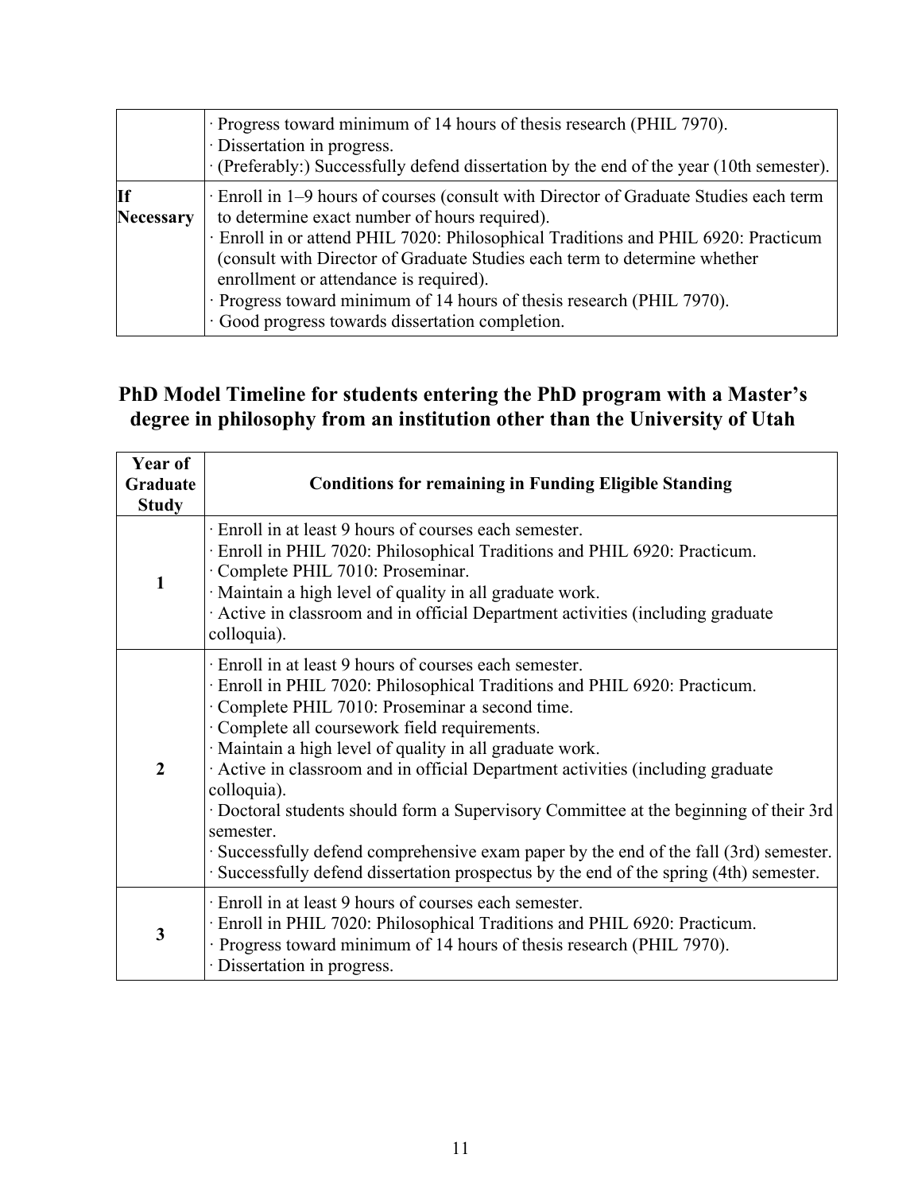| | |
|---|---|
| | · Progress toward minimum of 14 hours of thesis research (PHIL 7970).<br>· Dissertation in progress.<br>· (Preferably:) Successfully defend dissertation by the end of the year (10th semester). |
| **If Necessary** | · Enroll in 1–9 hours of courses (consult with Director of Graduate Studies each term to determine exact number of hours required).<br>· Enroll in or attend PHIL 7020: Philosophical Traditions and PHIL 6920: Practicum (consult with Director of Graduate Studies each term to determine whether enrollment or attendance is required).<br>· Progress toward minimum of 14 hours of thesis research (PHIL 7970).<br>· Good progress towards dissertation completion. |

## PhD Model Timeline for students entering the PhD program with a Master's degree in philosophy from an institution other than the University of Utah

| Year of Graduate Study | Conditions for remaining in Funding Eligible Standing |
|---|---|
| **1** | · Enroll in at least 9 hours of courses each semester.<br>· Enroll in PHIL 7020: Philosophical Traditions and PHIL 6920: Practicum.<br>· Complete PHIL 7010: Proseminar.<br>· Maintain a high level of quality in all graduate work.<br>· Active in classroom and in official Department activities (including graduate colloquia). |
| **2** | · Enroll in at least 9 hours of courses each semester.<br>· Enroll in PHIL 7020: Philosophical Traditions and PHIL 6920: Practicum.<br>· Complete PHIL 7010: Proseminar a second time.<br>· Complete all coursework field requirements.<br>· Maintain a high level of quality in all graduate work.<br>· Active in classroom and in official Department activities (including graduate colloquia).<br>· Doctoral students should form a Supervisory Committee at the beginning of their 3rd semester.<br>· Successfully defend comprehensive exam paper by the end of the fall (3rd) semester.<br>· Successfully defend dissertation prospectus by the end of the spring (4th) semester. |
| **3** | · Enroll in at least 9 hours of courses each semester.<br>· Enroll in PHIL 7020: Philosophical Traditions and PHIL 6920: Practicum.<br>· Progress toward minimum of 14 hours of thesis research (PHIL 7970).<br>· Dissertation in progress. |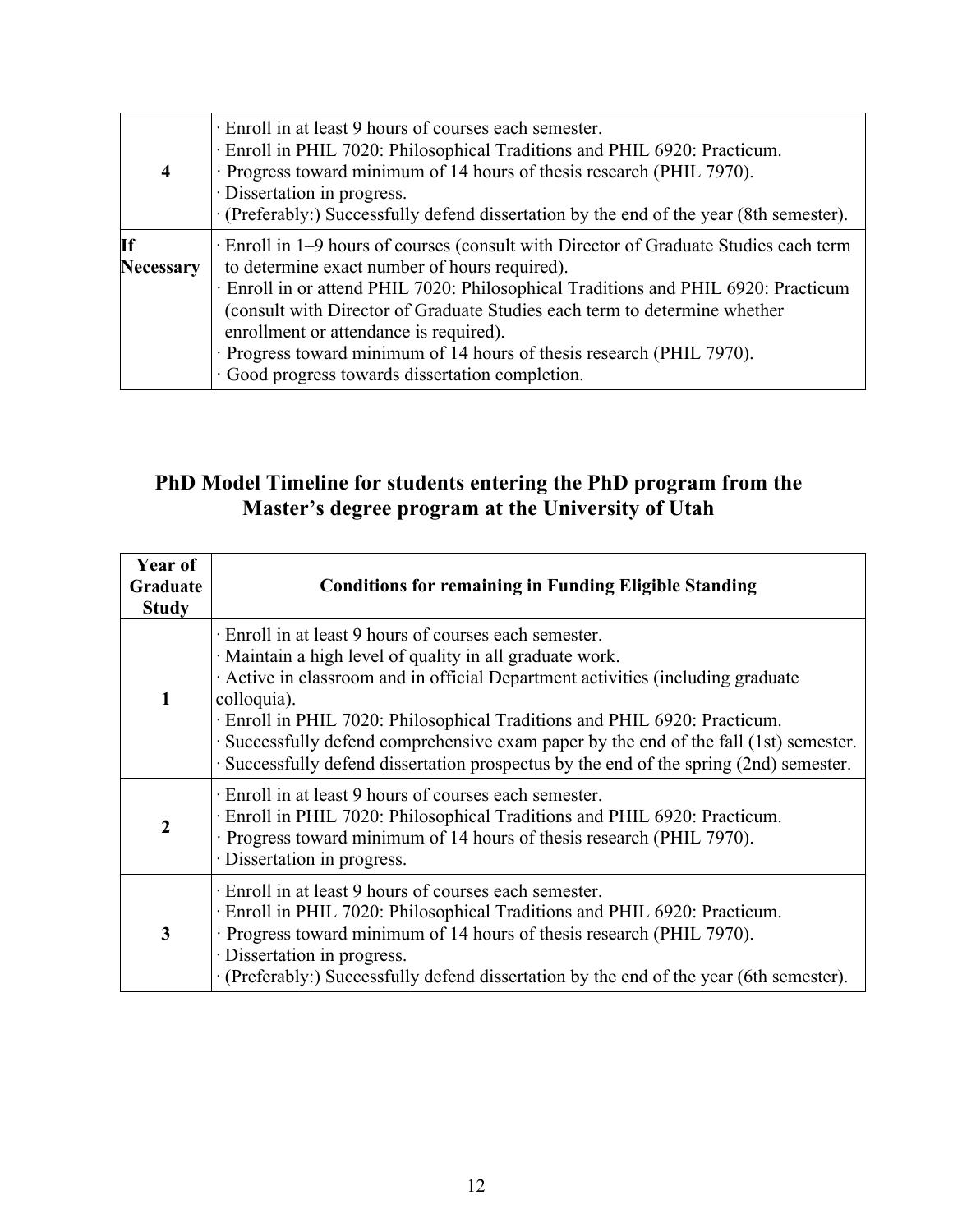| | |
|---|---|
| **4** | · Enroll in at least 9 hours of courses each semester.<br>· Enroll in PHIL 7020: Philosophical Traditions and PHIL 6920: Practicum.<br>· Progress toward minimum of 14 hours of thesis research (PHIL 7970).<br>· Dissertation in progress.<br>· (Preferably:) Successfully defend dissertation by the end of the year (8th semester). |
| **If Necessary** | · Enroll in 1–9 hours of courses (consult with Director of Graduate Studies each term to determine exact number of hours required).<br>· Enroll in or attend PHIL 7020: Philosophical Traditions and PHIL 6920: Practicum (consult with Director of Graduate Studies each term to determine whether enrollment or attendance is required).<br>· Progress toward minimum of 14 hours of thesis research (PHIL 7970).<br>· Good progress towards dissertation completion. |

## PhD Model Timeline for students entering the PhD program from the Master's degree program at the University of Utah

| Year of Graduate Study | Conditions for remaining in Funding Eligible Standing |
|---|---|
| **1** | · Enroll in at least 9 hours of courses each semester.<br>· Maintain a high level of quality in all graduate work.<br>· Active in classroom and in official Department activities (including graduate colloquia).<br>· Enroll in PHIL 7020: Philosophical Traditions and PHIL 6920: Practicum.<br>· Successfully defend comprehensive exam paper by the end of the fall (1st) semester.<br>· Successfully defend dissertation prospectus by the end of the spring (2nd) semester. |
| **2** | · Enroll in at least 9 hours of courses each semester.<br>· Enroll in PHIL 7020: Philosophical Traditions and PHIL 6920: Practicum.<br>· Progress toward minimum of 14 hours of thesis research (PHIL 7970).<br>· Dissertation in progress. |
| **3** | · Enroll in at least 9 hours of courses each semester.<br>· Enroll in PHIL 7020: Philosophical Traditions and PHIL 6920: Practicum.<br>· Progress toward minimum of 14 hours of thesis research (PHIL 7970).<br>· Dissertation in progress.<br>· (Preferably:) Successfully defend dissertation by the end of the year (6th semester). |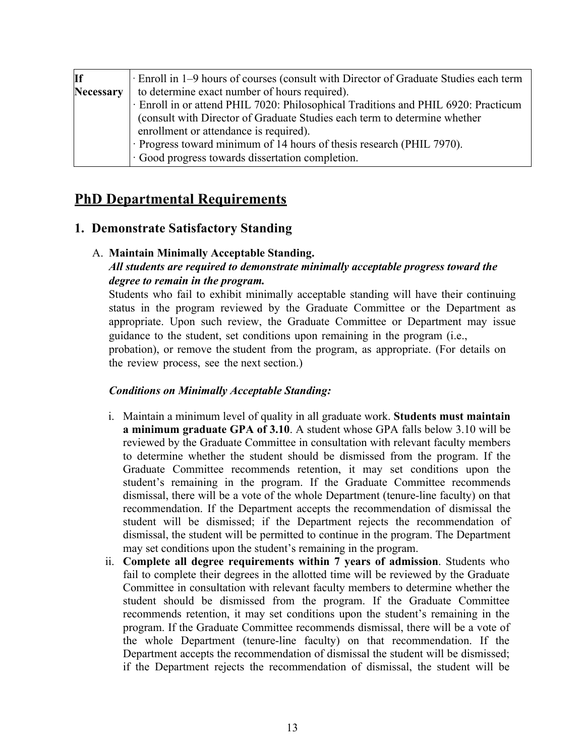| If Necessary | · Enroll in 1–9 hours of courses (consult with Director of Graduate Studies each term to determine exact number of hours required).<br>· Enroll in or attend PHIL 7020: Philosophical Traditions and PHIL 6920: Practicum (consult with Director of Graduate Studies each term to determine whether enrollment or attendance is required).<br>· Progress toward minimum of 14 hours of thesis research (PHIL 7970).<br>· Good progress towards dissertation completion. |
|---|---|

## PhD Departmental Requirements

### 1. Demonstrate Satisfactory Standing

A. **Maintain Minimally Acceptable Standing.**
***All students are required to demonstrate minimally acceptable progress toward the degree to remain in the program.***
Students who fail to exhibit minimally acceptable standing will have their continuing status in the program reviewed by the Graduate Committee or the Department as appropriate. Upon such review, the Graduate Committee or Department may issue guidance to the student, set conditions upon remaining in the program (i.e., probation), or remove the student from the program, as appropriate. (For details on the review process, see the next section.)

***Conditions on Minimally Acceptable Standing:***

i. Maintain a minimum level of quality in all graduate work. **Students must maintain a minimum graduate GPA of 3.10**. A student whose GPA falls below 3.10 will be reviewed by the Graduate Committee in consultation with relevant faculty members to determine whether the student should be dismissed from the program. If the Graduate Committee recommends retention, it may set conditions upon the student's remaining in the program. If the Graduate Committee recommends dismissal, there will be a vote of the whole Department (tenure-line faculty) on that recommendation. If the Department accepts the recommendation of dismissal the student will be dismissed; if the Department rejects the recommendation of dismissal, the student will be permitted to continue in the program. The Department may set conditions upon the student's remaining in the program.

ii. **Complete all degree requirements within 7 years of admission**. Students who fail to complete their degrees in the allotted time will be reviewed by the Graduate Committee in consultation with relevant faculty members to determine whether the student should be dismissed from the program. If the Graduate Committee recommends retention, it may set conditions upon the student's remaining in the program. If the Graduate Committee recommends dismissal, there will be a vote of the whole Department (tenure-line faculty) on that recommendation. If the Department accepts the recommendation of dismissal the student will be dismissed; if the Department rejects the recommendation of dismissal, the student will be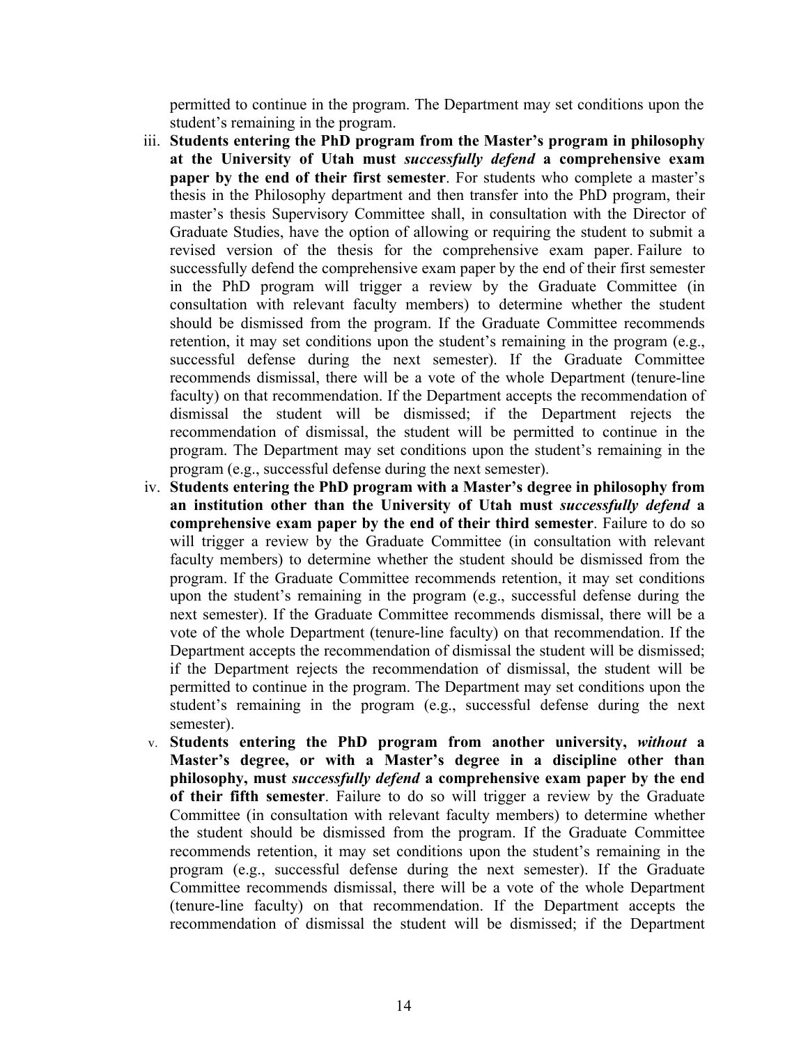permitted to continue in the program. The Department may set conditions upon the student's remaining in the program.

iii. **Students entering the PhD program from the Master's program in philosophy at the University of Utah must *successfully defend* a comprehensive exam paper by the end of their first semester**. For students who complete a master's thesis in the Philosophy department and then transfer into the PhD program, their master's thesis Supervisory Committee shall, in consultation with the Director of Graduate Studies, have the option of allowing or requiring the student to submit a revised version of the thesis for the comprehensive exam paper. Failure to successfully defend the comprehensive exam paper by the end of their first semester in the PhD program will trigger a review by the Graduate Committee (in consultation with relevant faculty members) to determine whether the student should be dismissed from the program. If the Graduate Committee recommends retention, it may set conditions upon the student's remaining in the program (e.g., successful defense during the next semester). If the Graduate Committee recommends dismissal, there will be a vote of the whole Department (tenure-line faculty) on that recommendation. If the Department accepts the recommendation of dismissal the student will be dismissed; if the Department rejects the recommendation of dismissal, the student will be permitted to continue in the program. The Department may set conditions upon the student's remaining in the program (e.g., successful defense during the next semester).

iv. **Students entering the PhD program with a Master's degree in philosophy from an institution other than the University of Utah must *successfully defend* a comprehensive exam paper by the end of their third semester**. Failure to do so will trigger a review by the Graduate Committee (in consultation with relevant faculty members) to determine whether the student should be dismissed from the program. If the Graduate Committee recommends retention, it may set conditions upon the student's remaining in the program (e.g., successful defense during the next semester). If the Graduate Committee recommends dismissal, there will be a vote of the whole Department (tenure-line faculty) on that recommendation. If the Department accepts the recommendation of dismissal the student will be dismissed; if the Department rejects the recommendation of dismissal, the student will be permitted to continue in the program. The Department may set conditions upon the student's remaining in the program (e.g., successful defense during the next semester).

v. **Students entering the PhD program from another university, *without* a Master's degree, or with a Master's degree in a discipline other than philosophy, must *successfully defend* a comprehensive exam paper by the end of their fifth semester**. Failure to do so will trigger a review by the Graduate Committee (in consultation with relevant faculty members) to determine whether the student should be dismissed from the program. If the Graduate Committee recommends retention, it may set conditions upon the student's remaining in the program (e.g., successful defense during the next semester). If the Graduate Committee recommends dismissal, there will be a vote of the whole Department (tenure-line faculty) on that recommendation. If the Department accepts the recommendation of dismissal the student will be dismissed; if the Department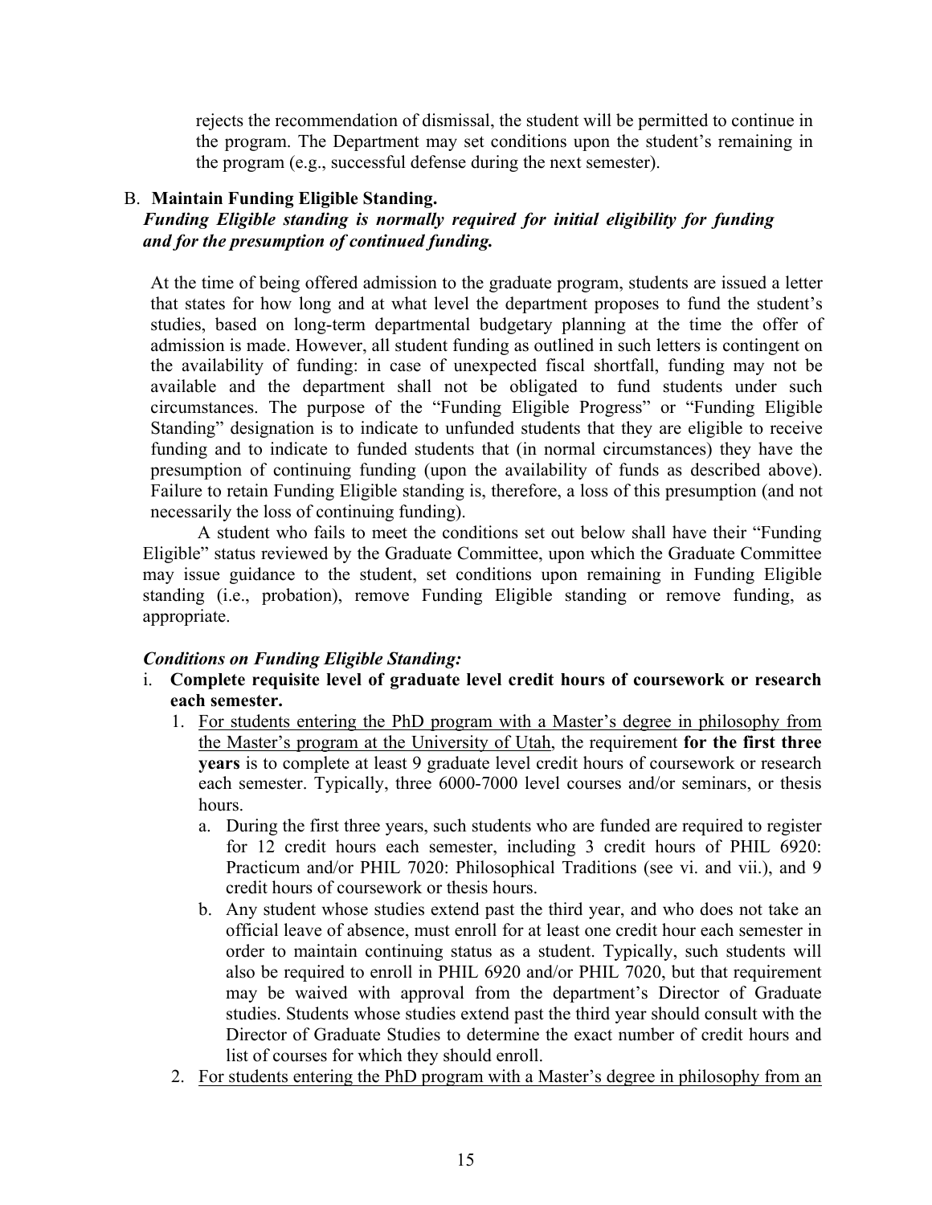rejects the recommendation of dismissal, the student will be permitted to continue in the program. The Department may set conditions upon the student's remaining in the program (e.g., successful defense during the next semester).

B. **Maintain Funding Eligible Standing.**

***Funding Eligible standing is normally required for initial eligibility for funding and for the presumption of continued funding.***

At the time of being offered admission to the graduate program, students are issued a letter that states for how long and at what level the department proposes to fund the student's studies, based on long-term departmental budgetary planning at the time the offer of admission is made. However, all student funding as outlined in such letters is contingent on the availability of funding: in case of unexpected fiscal shortfall, funding may not be available and the department shall not be obligated to fund students under such circumstances. The purpose of the "Funding Eligible Progress" or "Funding Eligible Standing" designation is to indicate to unfunded students that they are eligible to receive funding and to indicate to funded students that (in normal circumstances) they have the presumption of continuing funding (upon the availability of funds as described above). Failure to retain Funding Eligible standing is, therefore, a loss of this presumption (and not necessarily the loss of continuing funding).

A student who fails to meet the conditions set out below shall have their "Funding Eligible" status reviewed by the Graduate Committee, upon which the Graduate Committee may issue guidance to the student, set conditions upon remaining in Funding Eligible standing (i.e., probation), remove Funding Eligible standing or remove funding, as appropriate.

***Conditions on Funding Eligible Standing:***

i. **Complete requisite level of graduate level credit hours of coursework or research each semester.**
   1. <u>For students entering the PhD program with a Master's degree in philosophy from the Master's program at the University of Utah</u>, the requirement **for the first three years** is to complete at least 9 graduate level credit hours of coursework or research each semester. Typically, three 6000-7000 level courses and/or seminars, or thesis hours.
      a. During the first three years, such students who are funded are required to register for 12 credit hours each semester, including 3 credit hours of PHIL 6920: Practicum and/or PHIL 7020: Philosophical Traditions (see vi. and vii.), and 9 credit hours of coursework or thesis hours.
      b. Any student whose studies extend past the third year, and who does not take an official leave of absence, must enroll for at least one credit hour each semester in order to maintain continuing status as a student. Typically, such students will also be required to enroll in PHIL 6920 and/or PHIL 7020, but that requirement may be waived with approval from the department's Director of Graduate studies. Students whose studies extend past the third year should consult with the Director of Graduate Studies to determine the exact number of credit hours and list of courses for which they should enroll.
   2. <u>For students entering the PhD program with a Master's degree in philosophy from an</u>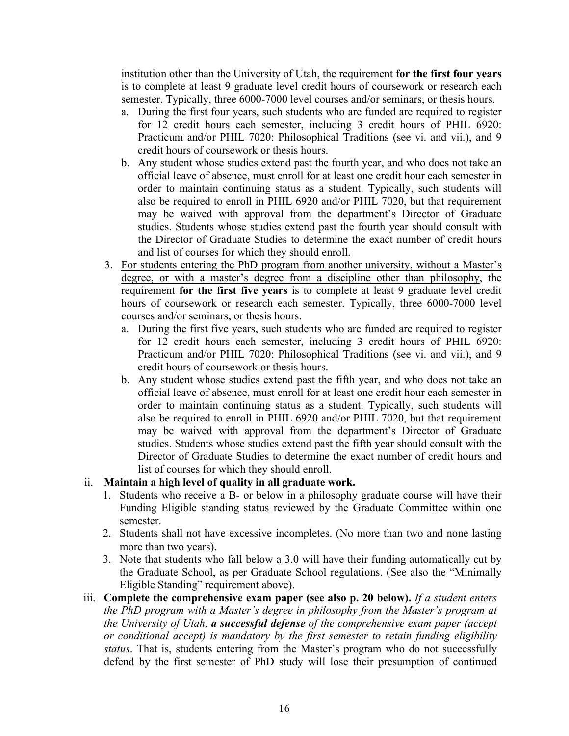institution other than the University of Utah, the requirement **for the first four years** is to complete at least 9 graduate level credit hours of coursework or research each semester. Typically, three 6000-7000 level courses and/or seminars, or thesis hours.

   a. During the first four years, such students who are funded are required to register for 12 credit hours each semester, including 3 credit hours of PHIL 6920: Practicum and/or PHIL 7020: Philosophical Traditions (see vi. and vii.), and 9 credit hours of coursework or thesis hours.
   b. Any student whose studies extend past the fourth year, and who does not take an official leave of absence, must enroll for at least one credit hour each semester in order to maintain continuing status as a student. Typically, such students will also be required to enroll in PHIL 6920 and/or PHIL 7020, but that requirement may be waived with approval from the department's Director of Graduate studies. Students whose studies extend past the fourth year should consult with the Director of Graduate Studies to determine the exact number of credit hours and list of courses for which they should enroll.

3. For students entering the PhD program from another university, without a Master's degree, or with a master's degree from a discipline other than philosophy, the requirement **for the first five years** is to complete at least 9 graduate level credit hours of coursework or research each semester. Typically, three 6000-7000 level courses and/or seminars, or thesis hours.
   a. During the first five years, such students who are funded are required to register for 12 credit hours each semester, including 3 credit hours of PHIL 6920: Practicum and/or PHIL 7020: Philosophical Traditions (see vi. and vii.), and 9 credit hours of coursework or thesis hours.
   b. Any student whose studies extend past the fifth year, and who does not take an official leave of absence, must enroll for at least one credit hour each semester in order to maintain continuing status as a student. Typically, such students will also be required to enroll in PHIL 6920 and/or PHIL 7020, but that requirement may be waived with approval from the department's Director of Graduate studies. Students whose studies extend past the fifth year should consult with the Director of Graduate Studies to determine the exact number of credit hours and list of courses for which they should enroll.

ii. **Maintain a high level of quality in all graduate work.**
   1. Students who receive a B- or below in a philosophy graduate course will have their Funding Eligible standing status reviewed by the Graduate Committee within one semester.
   2. Students shall not have excessive incompletes. (No more than two and none lasting more than two years).
   3. Note that students who fall below a 3.0 will have their funding automatically cut by the Graduate School, as per Graduate School regulations. (See also the "Minimally Eligible Standing" requirement above).

iii. **Complete the comprehensive exam paper (see also p. 20 below).** *If a student enters the PhD program with a Master's degree in philosophy from the Master's program at the University of Utah,* ***a successful defense*** *of the comprehensive exam paper (accept or conditional accept) is mandatory by the first semester to retain funding eligibility status*. That is, students entering from the Master's program who do not successfully defend by the first semester of PhD study will lose their presumption of continued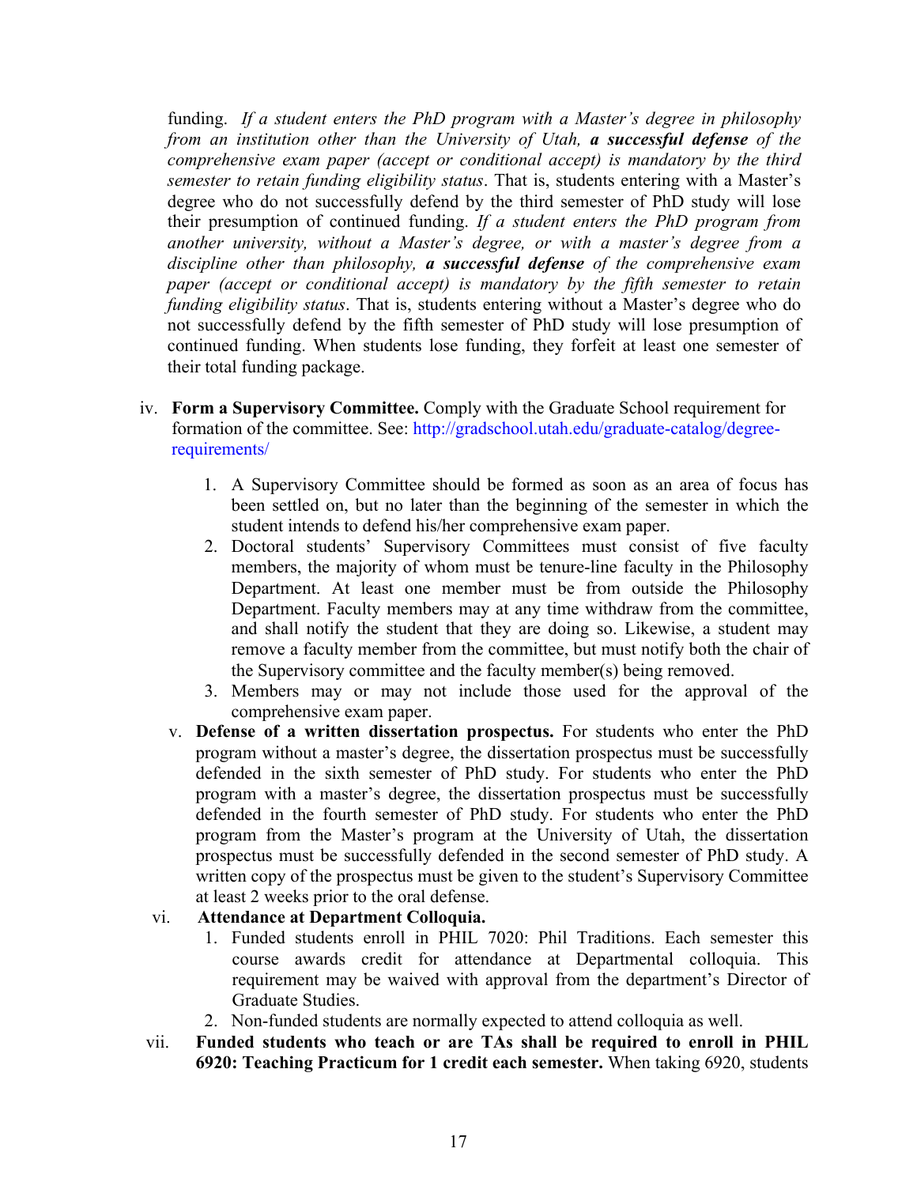funding. *If a student enters the PhD program with a Master's degree in philosophy from an institution other than the University of Utah,* ***a successful defense*** *of the comprehensive exam paper (accept or conditional accept) is mandatory by the third semester to retain funding eligibility status*. That is, students entering with a Master's degree who do not successfully defend by the third semester of PhD study will lose their presumption of continued funding. *If a student enters the PhD program from another university, without a Master's degree, or with a master's degree from a discipline other than philosophy,* ***a successful defense*** *of the comprehensive exam paper (accept or conditional accept) is mandatory by the fifth semester to retain funding eligibility status*. That is, students entering without a Master's degree who do not successfully defend by the fifth semester of PhD study will lose presumption of continued funding. When students lose funding, they forfeit at least one semester of their total funding package.

iv. **Form a Supervisory Committee.** Comply with the Graduate School requirement for formation of the committee. See: http://gradschool.utah.edu/graduate-catalog/degree-requirements/

   1. A Supervisory Committee should be formed as soon as an area of focus has been settled on, but no later than the beginning of the semester in which the student intends to defend his/her comprehensive exam paper.
   2. Doctoral students' Supervisory Committees must consist of five faculty members, the majority of whom must be tenure-line faculty in the Philosophy Department. At least one member must be from outside the Philosophy Department. Faculty members may at any time withdraw from the committee, and shall notify the student that they are doing so. Likewise, a student may remove a faculty member from the committee, but must notify both the chair of the Supervisory committee and the faculty member(s) being removed.
   3. Members may or may not include those used for the approval of the comprehensive exam paper.

v. **Defense of a written dissertation prospectus.** For students who enter the PhD program without a master's degree, the dissertation prospectus must be successfully defended in the sixth semester of PhD study. For students who enter the PhD program with a master's degree, the dissertation prospectus must be successfully defended in the fourth semester of PhD study. For students who enter the PhD program from the Master's program at the University of Utah, the dissertation prospectus must be successfully defended in the second semester of PhD study. A written copy of the prospectus must be given to the student's Supervisory Committee at least 2 weeks prior to the oral defense.

vi. **Attendance at Department Colloquia.**

   1. Funded students enroll in PHIL 7020: Phil Traditions. Each semester this course awards credit for attendance at Departmental colloquia. This requirement may be waived with approval from the department's Director of Graduate Studies.
   2. Non-funded students are normally expected to attend colloquia as well.

vii. **Funded students who teach or are TAs shall be required to enroll in PHIL 6920: Teaching Practicum for 1 credit each semester.** When taking 6920, students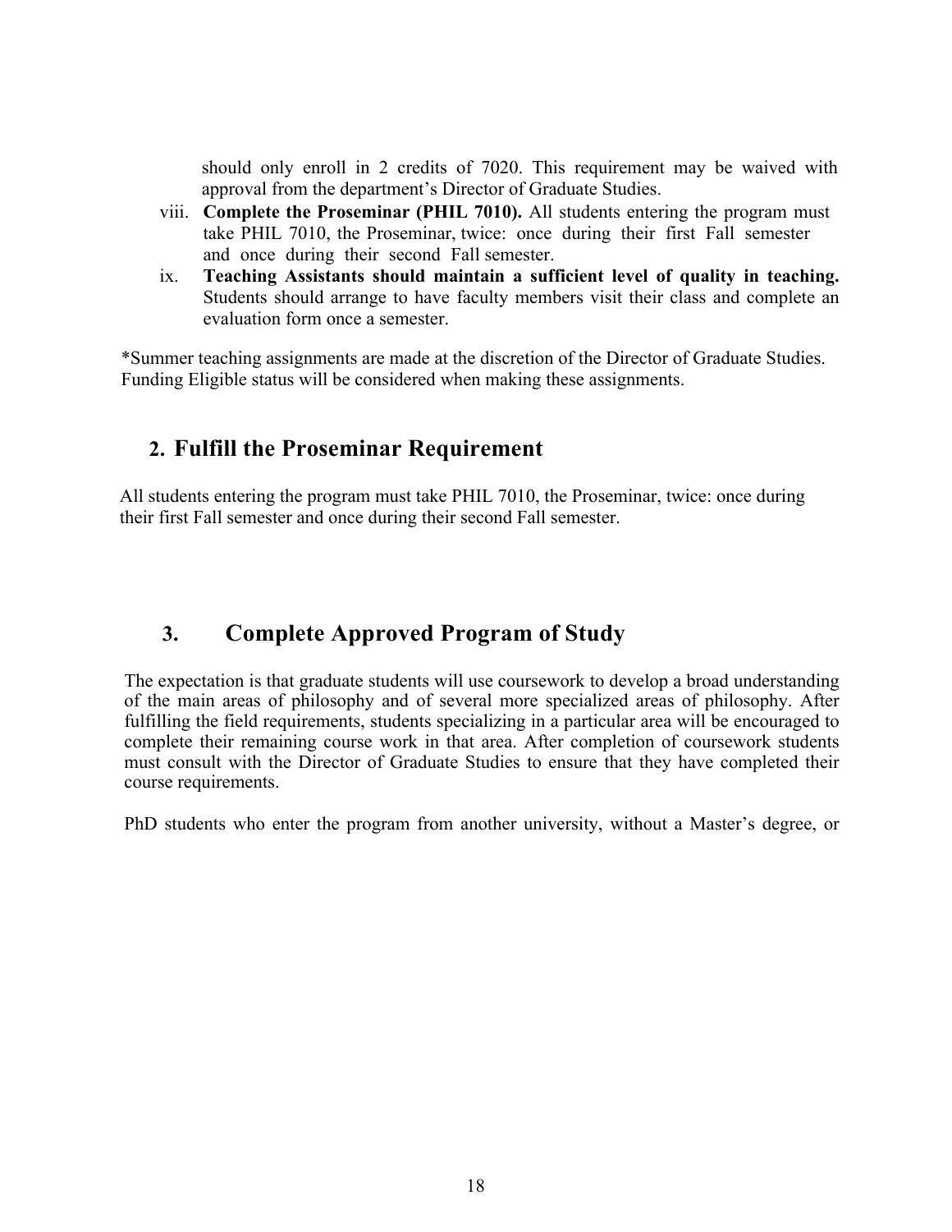should only enroll in 2 credits of 7020. This requirement may be waived with approval from the department's Director of Graduate Studies.

viii. **Complete the Proseminar (PHIL 7010).** All students entering the program must take PHIL 7010, the Proseminar, twice: once during their first Fall semester and once during their second Fall semester.

ix. **Teaching Assistants should maintain a sufficient level of quality in teaching.** Students should arrange to have faculty members visit their class and complete an evaluation form once a semester.

*Summer teaching assignments are made at the discretion of the Director of Graduate Studies. Funding Eligible status will be considered when making these assignments.

## 2. Fulfill the Proseminar Requirement

All students entering the program must take PHIL 7010, the Proseminar, twice: once during their first Fall semester and once during their second Fall semester.

## 3. Complete Approved Program of Study

The expectation is that graduate students will use coursework to develop a broad understanding of the main areas of philosophy and of several more specialized areas of philosophy. After fulfilling the field requirements, students specializing in a particular area will be encouraged to complete their remaining course work in that area. After completion of coursework students must consult with the Director of Graduate Studies to ensure that they have completed their course requirements.

PhD students who enter the program from another university, without a Master's degree, or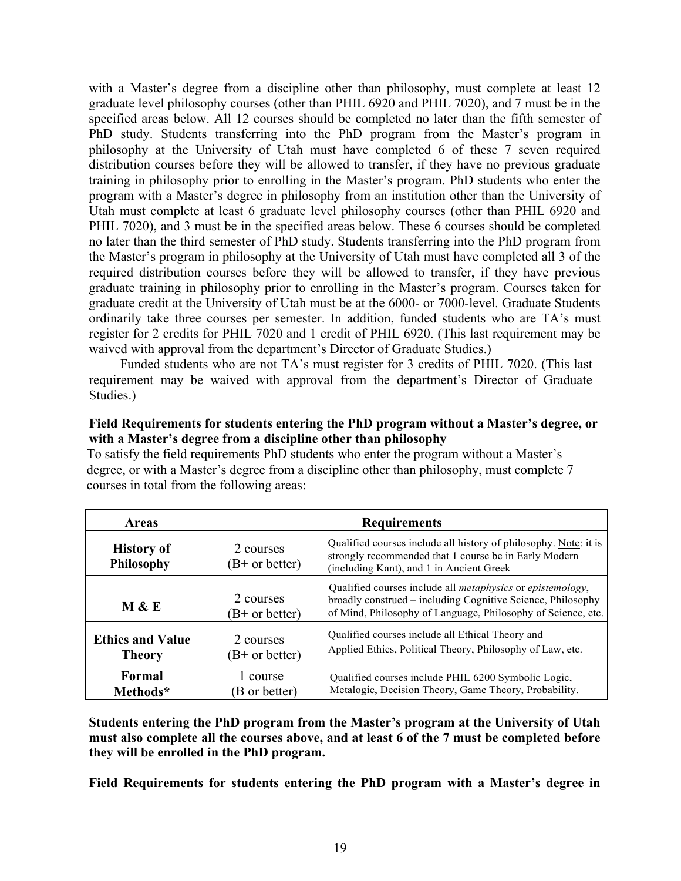with a Master's degree from a discipline other than philosophy, must complete at least 12 graduate level philosophy courses (other than PHIL 6920 and PHIL 7020), and 7 must be in the specified areas below. All 12 courses should be completed no later than the fifth semester of PhD study. Students transferring into the PhD program from the Master's program in philosophy at the University of Utah must have completed 6 of these 7 seven required distribution courses before they will be allowed to transfer, if they have no previous graduate training in philosophy prior to enrolling in the Master's program. PhD students who enter the program with a Master's degree in philosophy from an institution other than the University of Utah must complete at least 6 graduate level philosophy courses (other than PHIL 6920 and PHIL 7020), and 3 must be in the specified areas below. These 6 courses should be completed no later than the third semester of PhD study. Students transferring into the PhD program from the Master's program in philosophy at the University of Utah must have completed all 3 of the required distribution courses before they will be allowed to transfer, if they have previous graduate training in philosophy prior to enrolling in the Master's program. Courses taken for graduate credit at the University of Utah must be at the 6000- or 7000-level. Graduate Students ordinarily take three courses per semester. In addition, funded students who are TA's must register for 2 credits for PHIL 7020 and 1 credit of PHIL 6920. (This last requirement may be waived with approval from the department's Director of Graduate Studies.)

Funded students who are not TA's must register for 3 credits of PHIL 7020. (This last requirement may be waived with approval from the department's Director of Graduate Studies.)

**Field Requirements for students entering the PhD program without a Master's degree, or with a Master's degree from a discipline other than philosophy**

To satisfy the field requirements PhD students who enter the program without a Master's degree, or with a Master's degree from a discipline other than philosophy, must complete 7 courses in total from the following areas:

| Areas | Requirements | |
|---|---|---|
| **History of Philosophy** | 2 courses (B+ or better) | Qualified courses include all history of philosophy. Note: it is strongly recommended that 1 course be in Early Modern (including Kant), and 1 in Ancient Greek |
| **M & E** | 2 courses (B+ or better) | Qualified courses include all *metaphysics* or *epistemology*, broadly construed – including Cognitive Science, Philosophy of Mind, Philosophy of Language, Philosophy of Science, etc. |
| **Ethics and Value Theory** | 2 courses (B+ or better) | Qualified courses include all Ethical Theory and Applied Ethics, Political Theory, Philosophy of Law, etc. |
| **Formal Methods*** | 1 course (B or better) | Qualified courses include PHIL 6200 Symbolic Logic, Metalogic, Decision Theory, Game Theory, Probability. |

**Students entering the PhD program from the Master's program at the University of Utah must also complete all the courses above, and at least 6 of the 7 must be completed before they will be enrolled in the PhD program.**

**Field Requirements for students entering the PhD program with a Master's degree in**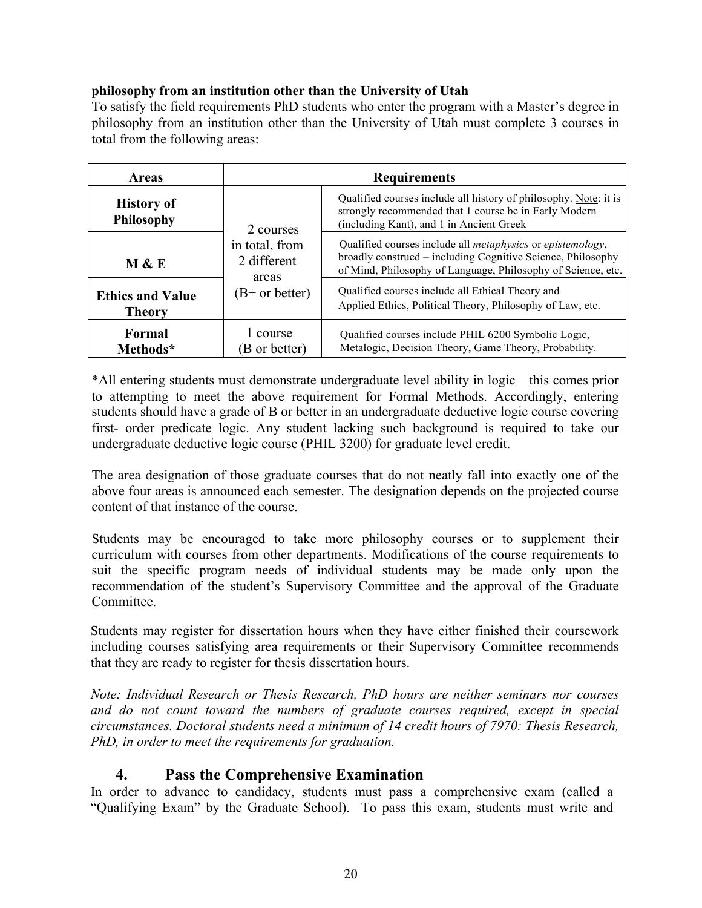**philosophy from an institution other than the University of Utah**

To satisfy the field requirements PhD students who enter the program with a Master's degree in philosophy from an institution other than the University of Utah must complete 3 courses in total from the following areas:

| Areas | Requirements | |
|---|---|---|
| **History of Philosophy** | 2 courses in total, from 2 different areas (B+ or better) | Qualified courses include all history of philosophy. Note: it is strongly recommended that 1 course be in Early Modern (including Kant), and 1 in Ancient Greek |
| **M & E** | | Qualified courses include all *metaphysics* or *epistemology*, broadly construed – including Cognitive Science, Philosophy of Mind, Philosophy of Language, Philosophy of Science, etc. |
| **Ethics and Value Theory** | | Qualified courses include all Ethical Theory and Applied Ethics, Political Theory, Philosophy of Law, etc. |
| **Formal Methods*** | 1 course (B or better) | Qualified courses include PHIL 6200 Symbolic Logic, Metalogic, Decision Theory, Game Theory, Probability. |

*All entering students must demonstrate undergraduate level ability in logic—this comes prior to attempting to meet the above requirement for Formal Methods. Accordingly, entering students should have a grade of B or better in an undergraduate deductive logic course covering first- order predicate logic. Any student lacking such background is required to take our undergraduate deductive logic course (PHIL 3200) for graduate level credit.

The area designation of those graduate courses that do not neatly fall into exactly one of the above four areas is announced each semester. The designation depends on the projected course content of that instance of the course.

Students may be encouraged to take more philosophy courses or to supplement their curriculum with courses from other departments. Modifications of the course requirements to suit the specific program needs of individual students may be made only upon the recommendation of the student's Supervisory Committee and the approval of the Graduate Committee.

Students may register for dissertation hours when they have either finished their coursework including courses satisfying area requirements or their Supervisory Committee recommends that they are ready to register for thesis dissertation hours.

*Note: Individual Research or Thesis Research, PhD hours are neither seminars nor courses and do not count toward the numbers of graduate courses required, except in special circumstances. Doctoral students need a minimum of 14 credit hours of 7970: Thesis Research, PhD, in order to meet the requirements for graduation.*

## 4. Pass the Comprehensive Examination

In order to advance to candidacy, students must pass a comprehensive exam (called a "Qualifying Exam" by the Graduate School). To pass this exam, students must write and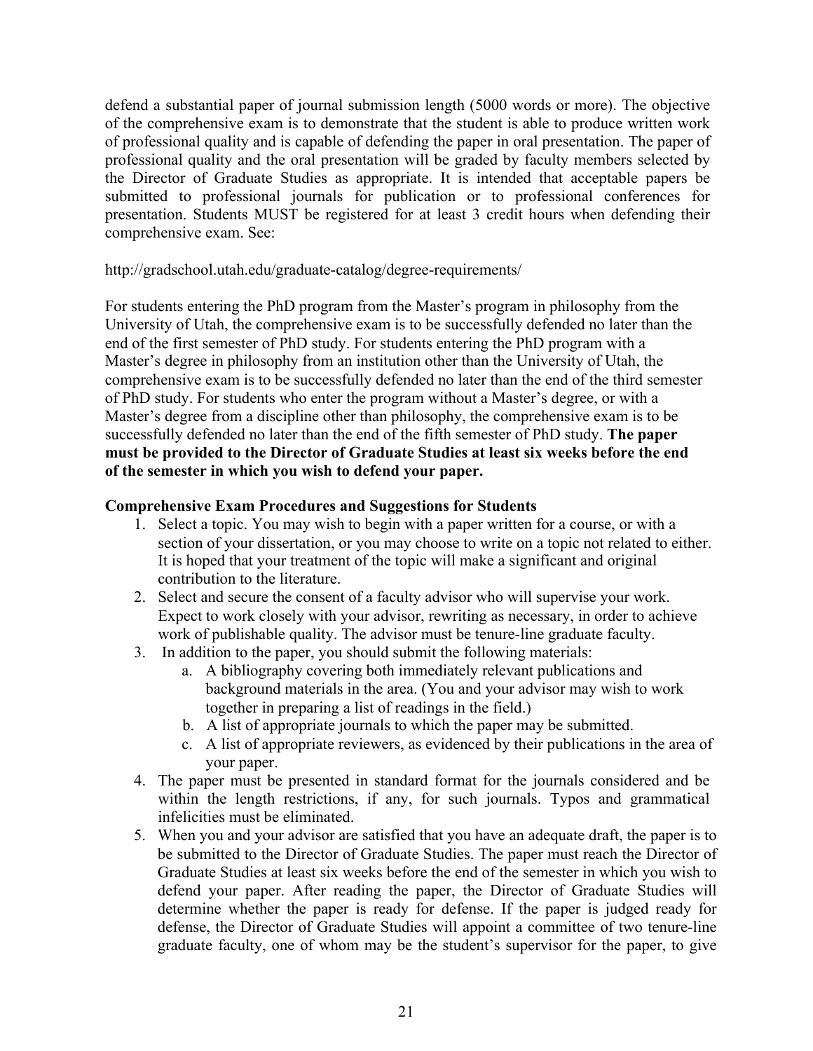defend a substantial paper of journal submission length (5000 words or more). The objective of the comprehensive exam is to demonstrate that the student is able to produce written work of professional quality and is capable of defending the paper in oral presentation. The paper of professional quality and the oral presentation will be graded by faculty members selected by the Director of Graduate Studies as appropriate. It is intended that acceptable papers be submitted to professional journals for publication or to professional conferences for presentation. Students MUST be registered for at least 3 credit hours when defending their comprehensive exam. See:

http://gradschool.utah.edu/graduate-catalog/degree-requirements/

For students entering the PhD program from the Master's program in philosophy from the University of Utah, the comprehensive exam is to be successfully defended no later than the end of the first semester of PhD study. For students entering the PhD program with a Master's degree in philosophy from an institution other than the University of Utah, the comprehensive exam is to be successfully defended no later than the end of the third semester of PhD study. For students who enter the program without a Master's degree, or with a Master's degree from a discipline other than philosophy, the comprehensive exam is to be successfully defended no later than the end of the fifth semester of PhD study. **The paper must be provided to the Director of Graduate Studies at least six weeks before the end of the semester in which you wish to defend your paper.**

**Comprehensive Exam Procedures and Suggestions for Students**

1. Select a topic. You may wish to begin with a paper written for a course, or with a section of your dissertation, or you may choose to write on a topic not related to either. It is hoped that your treatment of the topic will make a significant and original contribution to the literature.
2. Select and secure the consent of a faculty advisor who will supervise your work. Expect to work closely with your advisor, rewriting as necessary, in order to achieve work of publishable quality. The advisor must be tenure-line graduate faculty.
3. In addition to the paper, you should submit the following materials:
    a. A bibliography covering both immediately relevant publications and background materials in the area. (You and your advisor may wish to work together in preparing a list of readings in the field.)
    b. A list of appropriate journals to which the paper may be submitted.
    c. A list of appropriate reviewers, as evidenced by their publications in the area of your paper.
4. The paper must be presented in standard format for the journals considered and be within the length restrictions, if any, for such journals. Typos and grammatical infelicities must be eliminated.
5. When you and your advisor are satisfied that you have an adequate draft, the paper is to be submitted to the Director of Graduate Studies. The paper must reach the Director of Graduate Studies at least six weeks before the end of the semester in which you wish to defend your paper. After reading the paper, the Director of Graduate Studies will determine whether the paper is ready for defense. If the paper is judged ready for defense, the Director of Graduate Studies will appoint a committee of two tenure-line graduate faculty, one of whom may be the student's supervisor for the paper, to give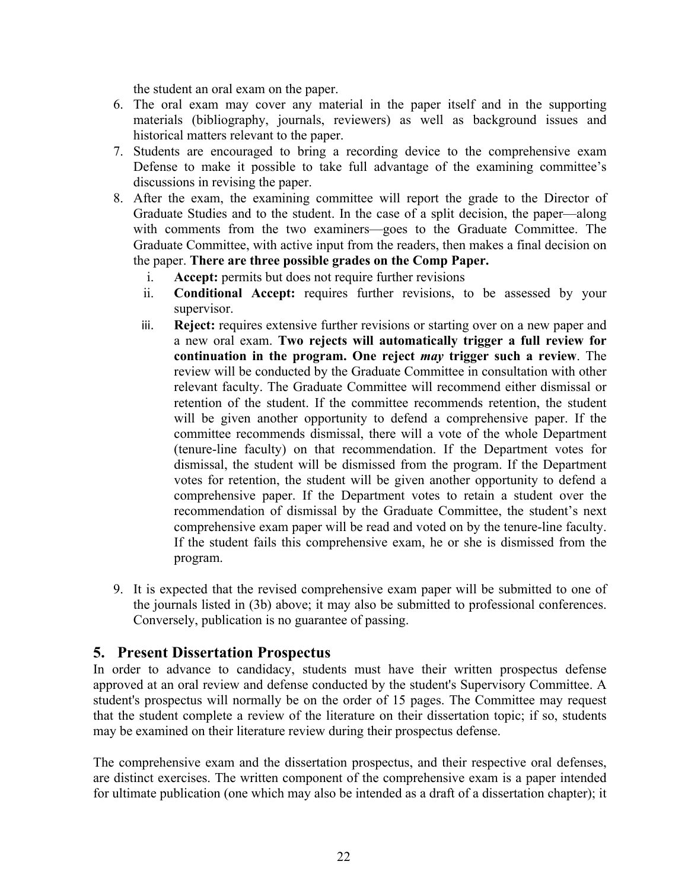the student an oral exam on the paper.

6. The oral exam may cover any material in the paper itself and in the supporting materials (bibliography, journals, reviewers) as well as background issues and historical matters relevant to the paper.
7. Students are encouraged to bring a recording device to the comprehensive exam Defense to make it possible to take full advantage of the examining committee's discussions in revising the paper.
8. After the exam, the examining committee will report the grade to the Director of Graduate Studies and to the student. In the case of a split decision, the paper—along with comments from the two examiners—goes to the Graduate Committee. The Graduate Committee, with active input from the readers, then makes a final decision on the paper. **There are three possible grades on the Comp Paper.**
   i. **Accept:** permits but does not require further revisions
   ii. **Conditional Accept:** requires further revisions, to be assessed by your supervisor.
   iii. **Reject:** requires extensive further revisions or starting over on a new paper and a new oral exam. **Two rejects will automatically trigger a full review for continuation in the program. One reject *may* trigger such a review**. The review will be conducted by the Graduate Committee in consultation with other relevant faculty. The Graduate Committee will recommend either dismissal or retention of the student. If the committee recommends retention, the student will be given another opportunity to defend a comprehensive paper. If the committee recommends dismissal, there will a vote of the whole Department (tenure-line faculty) on that recommendation. If the Department votes for dismissal, the student will be dismissed from the program. If the Department votes for retention, the student will be given another opportunity to defend a comprehensive paper. If the Department votes to retain a student over the recommendation of dismissal by the Graduate Committee, the student's next comprehensive exam paper will be read and voted on by the tenure-line faculty. If the student fails this comprehensive exam, he or she is dismissed from the program.

9. It is expected that the revised comprehensive exam paper will be submitted to one of the journals listed in (3b) above; it may also be submitted to professional conferences. Conversely, publication is no guarantee of passing.

## 5. Present Dissertation Prospectus

In order to advance to candidacy, students must have their written prospectus defense approved at an oral review and defense conducted by the student's Supervisory Committee. A student's prospectus will normally be on the order of 15 pages. The Committee may request that the student complete a review of the literature on their dissertation topic; if so, students may be examined on their literature review during their prospectus defense.

The comprehensive exam and the dissertation prospectus, and their respective oral defenses, are distinct exercises. The written component of the comprehensive exam is a paper intended for ultimate publication (one which may also be intended as a draft of a dissertation chapter); it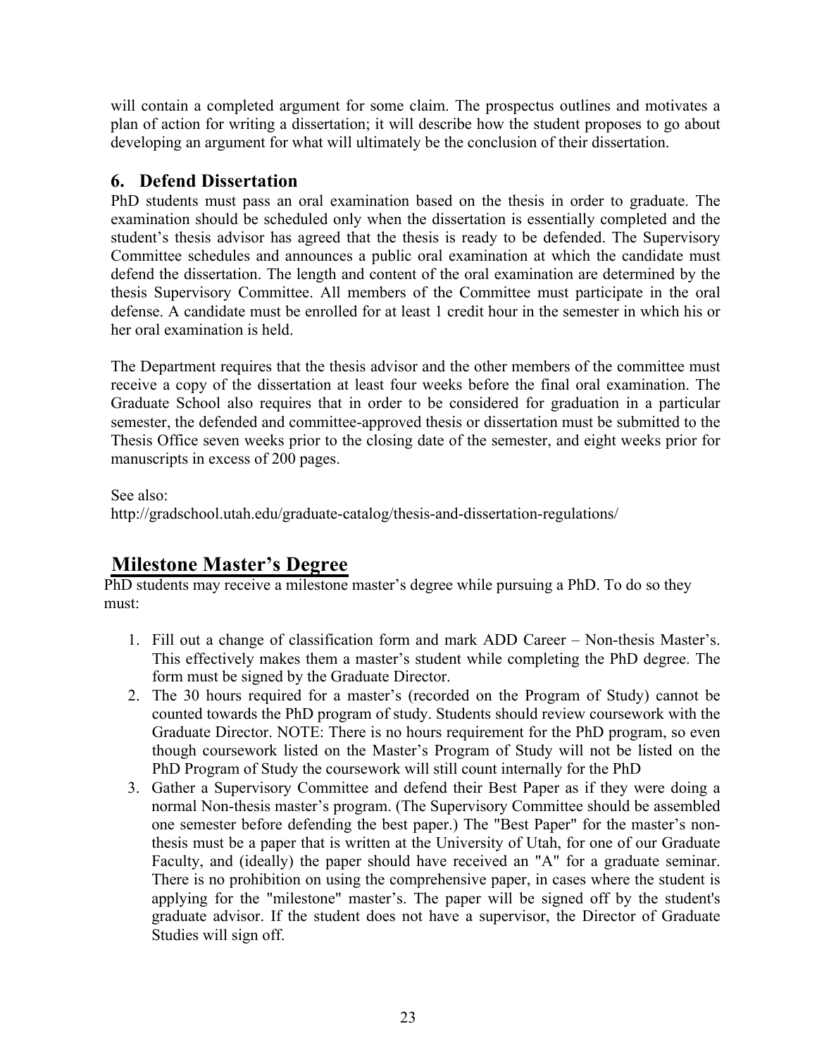will contain a completed argument for some claim. The prospectus outlines and motivates a plan of action for writing a dissertation; it will describe how the student proposes to go about developing an argument for what will ultimately be the conclusion of their dissertation.

### 6. Defend Dissertation

PhD students must pass an oral examination based on the thesis in order to graduate. The examination should be scheduled only when the dissertation is essentially completed and the student's thesis advisor has agreed that the thesis is ready to be defended. The Supervisory Committee schedules and announces a public oral examination at which the candidate must defend the dissertation. The length and content of the oral examination are determined by the thesis Supervisory Committee. All members of the Committee must participate in the oral defense. A candidate must be enrolled for at least 1 credit hour in the semester in which his or her oral examination is held.

The Department requires that the thesis advisor and the other members of the committee must receive a copy of the dissertation at least four weeks before the final oral examination. The Graduate School also requires that in order to be considered for graduation in a particular semester, the defended and committee-approved thesis or dissertation must be submitted to the Thesis Office seven weeks prior to the closing date of the semester, and eight weeks prior for manuscripts in excess of 200 pages.

See also:
http://gradschool.utah.edu/graduate-catalog/thesis-and-dissertation-regulations/

## Milestone Master's Degree

PhD students may receive a milestone master's degree while pursuing a PhD. To do so they must:

1. Fill out a change of classification form and mark ADD Career – Non-thesis Master's. This effectively makes them a master's student while completing the PhD degree. The form must be signed by the Graduate Director.
2. The 30 hours required for a master's (recorded on the Program of Study) cannot be counted towards the PhD program of study. Students should review coursework with the Graduate Director. NOTE: There is no hours requirement for the PhD program, so even though coursework listed on the Master's Program of Study will not be listed on the PhD Program of Study the coursework will still count internally for the PhD
3. Gather a Supervisory Committee and defend their Best Paper as if they were doing a normal Non-thesis master's program. (The Supervisory Committee should be assembled one semester before defending the best paper.) The "Best Paper" for the master's non-thesis must be a paper that is written at the University of Utah, for one of our Graduate Faculty, and (ideally) the paper should have received an "A" for a graduate seminar. There is no prohibition on using the comprehensive paper, in cases where the student is applying for the "milestone" master's. The paper will be signed off by the student's graduate advisor. If the student does not have a supervisor, the Director of Graduate Studies will sign off.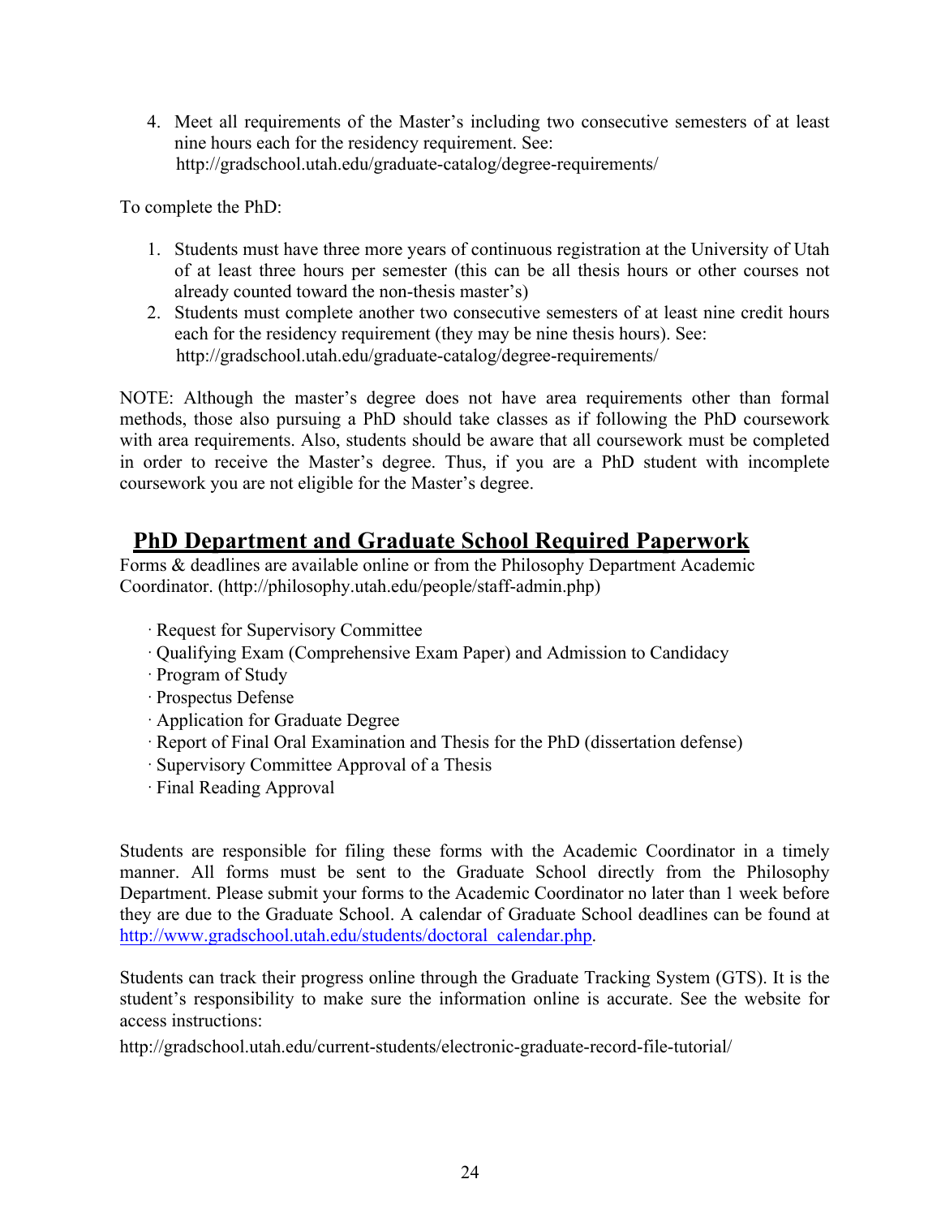4. Meet all requirements of the Master's including two consecutive semesters of at least nine hours each for the residency requirement. See: http://gradschool.utah.edu/graduate-catalog/degree-requirements/

To complete the PhD:

1. Students must have three more years of continuous registration at the University of Utah of at least three hours per semester (this can be all thesis hours or other courses not already counted toward the non-thesis master's)
2. Students must complete another two consecutive semesters of at least nine credit hours each for the residency requirement (they may be nine thesis hours). See: http://gradschool.utah.edu/graduate-catalog/degree-requirements/

NOTE: Although the master's degree does not have area requirements other than formal methods, those also pursuing a PhD should take classes as if following the PhD coursework with area requirements. Also, students should be aware that all coursework must be completed in order to receive the Master's degree. Thus, if you are a PhD student with incomplete coursework you are not eligible for the Master's degree.

## PhD Department and Graduate School Required Paperwork

Forms & deadlines are available online or from the Philosophy Department Academic Coordinator. (http://philosophy.utah.edu/people/staff-admin.php)

· Request for Supervisory Committee
· Qualifying Exam (Comprehensive Exam Paper) and Admission to Candidacy
· Program of Study
· Prospectus Defense
· Application for Graduate Degree
· Report of Final Oral Examination and Thesis for the PhD (dissertation defense)
· Supervisory Committee Approval of a Thesis
· Final Reading Approval

Students are responsible for filing these forms with the Academic Coordinator in a timely manner. All forms must be sent to the Graduate School directly from the Philosophy Department. Please submit your forms to the Academic Coordinator no later than 1 week before they are due to the Graduate School. A calendar of Graduate School deadlines can be found at http://www.gradschool.utah.edu/students/doctoral_calendar.php.

Students can track their progress online through the Graduate Tracking System (GTS). It is the student's responsibility to make sure the information online is accurate. See the website for access instructions:

http://gradschool.utah.edu/current-students/electronic-graduate-record-file-tutorial/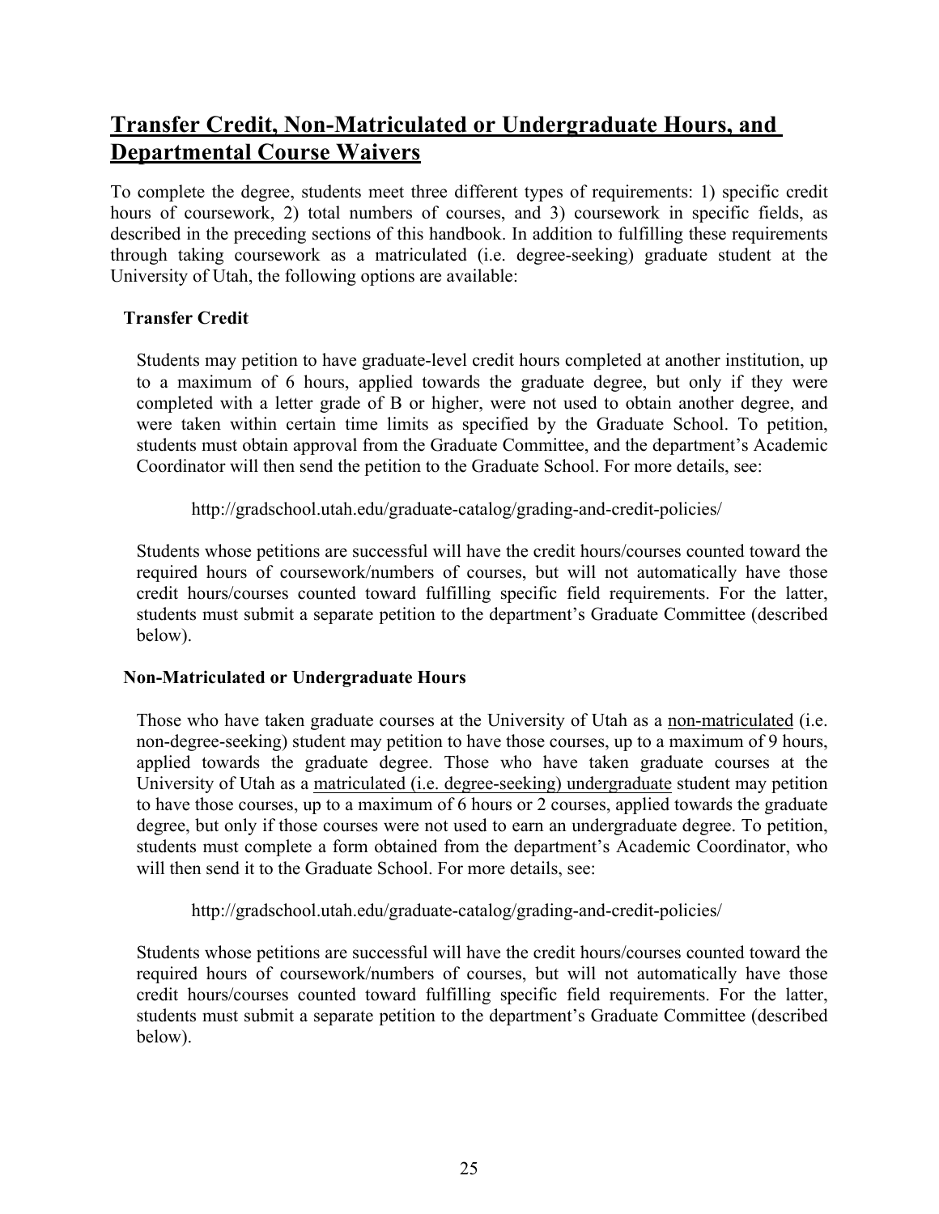## Transfer Credit, Non-Matriculated or Undergraduate Hours, and Departmental Course Waivers

To complete the degree, students meet three different types of requirements: 1) specific credit hours of coursework, 2) total numbers of courses, and 3) coursework in specific fields, as described in the preceding sections of this handbook. In addition to fulfilling these requirements through taking coursework as a matriculated (i.e. degree-seeking) graduate student at the University of Utah, the following options are available:

### Transfer Credit

Students may petition to have graduate-level credit hours completed at another institution, up to a maximum of 6 hours, applied towards the graduate degree, but only if they were completed with a letter grade of B or higher, were not used to obtain another degree, and were taken within certain time limits as specified by the Graduate School. To petition, students must obtain approval from the Graduate Committee, and the department's Academic Coordinator will then send the petition to the Graduate School. For more details, see:

http://gradschool.utah.edu/graduate-catalog/grading-and-credit-policies/

Students whose petitions are successful will have the credit hours/courses counted toward the required hours of coursework/numbers of courses, but will not automatically have those credit hours/courses counted toward fulfilling specific field requirements. For the latter, students must submit a separate petition to the department's Graduate Committee (described below).

### Non-Matriculated or Undergraduate Hours

Those who have taken graduate courses at the University of Utah as a non-matriculated (i.e. non-degree-seeking) student may petition to have those courses, up to a maximum of 9 hours, applied towards the graduate degree. Those who have taken graduate courses at the University of Utah as a matriculated (i.e. degree-seeking) undergraduate student may petition to have those courses, up to a maximum of 6 hours or 2 courses, applied towards the graduate degree, but only if those courses were not used to earn an undergraduate degree. To petition, students must complete a form obtained from the department's Academic Coordinator, who will then send it to the Graduate School. For more details, see:

http://gradschool.utah.edu/graduate-catalog/grading-and-credit-policies/

Students whose petitions are successful will have the credit hours/courses counted toward the required hours of coursework/numbers of courses, but will not automatically have those credit hours/courses counted toward fulfilling specific field requirements. For the latter, students must submit a separate petition to the department's Graduate Committee (described below).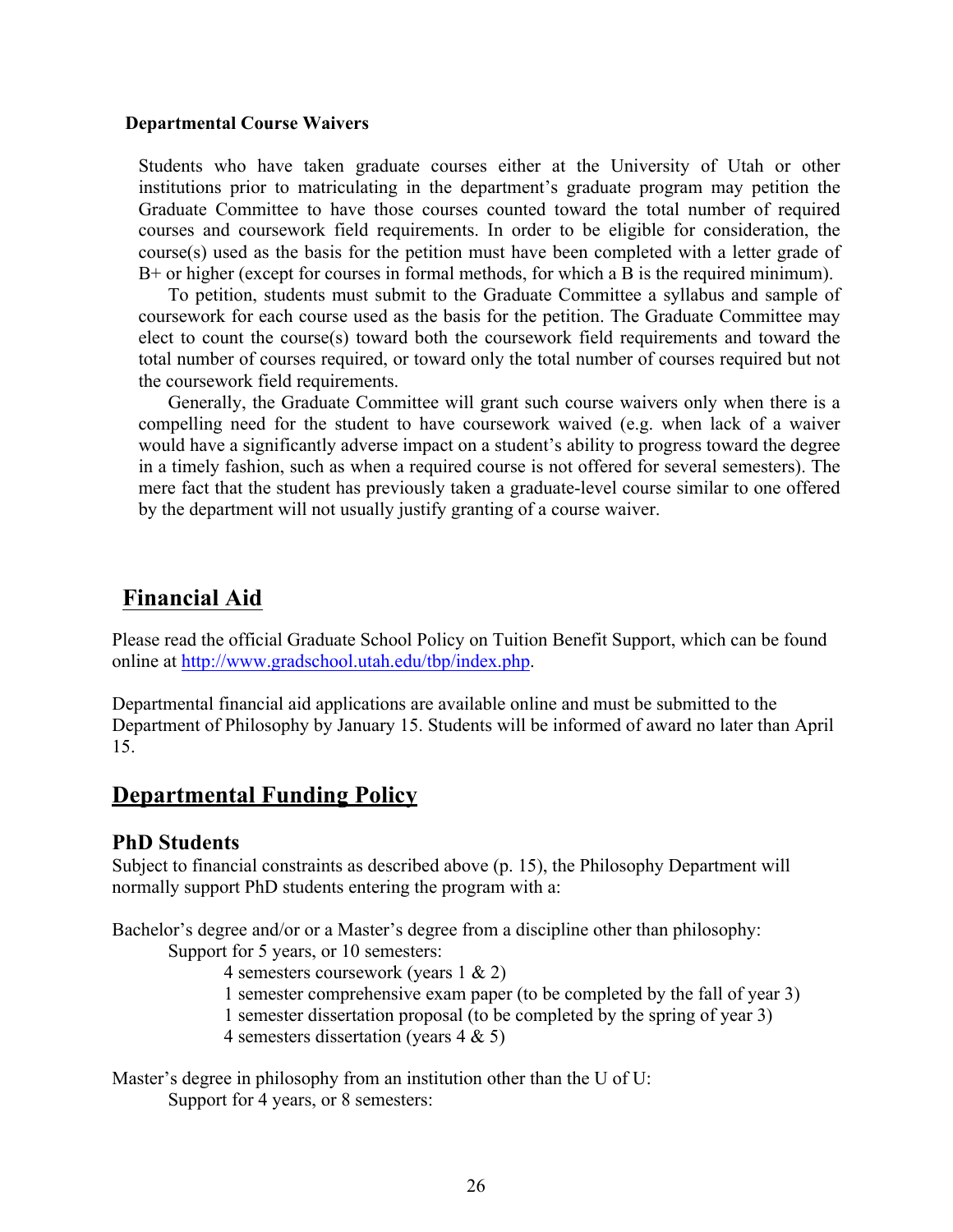**Departmental Course Waivers**

Students who have taken graduate courses either at the University of Utah or other institutions prior to matriculating in the department's graduate program may petition the Graduate Committee to have those courses counted toward the total number of required courses and coursework field requirements. In order to be eligible for consideration, the course(s) used as the basis for the petition must have been completed with a letter grade of B+ or higher (except for courses in formal methods, for which a B is the required minimum).

To petition, students must submit to the Graduate Committee a syllabus and sample of coursework for each course used as the basis for the petition. The Graduate Committee may elect to count the course(s) toward both the coursework field requirements and toward the total number of courses required, or toward only the total number of courses required but not the coursework field requirements.

Generally, the Graduate Committee will grant such course waivers only when there is a compelling need for the student to have coursework waived (e.g. when lack of a waiver would have a significantly adverse impact on a student's ability to progress toward the degree in a timely fashion, such as when a required course is not offered for several semesters). The mere fact that the student has previously taken a graduate-level course similar to one offered by the department will not usually justify granting of a course waiver.

## Financial Aid

Please read the official Graduate School Policy on Tuition Benefit Support, which can be found online at http://www.gradschool.utah.edu/tbp/index.php.

Departmental financial aid applications are available online and must be submitted to the Department of Philosophy by January 15. Students will be informed of award no later than April 15.

## Departmental Funding Policy

### PhD Students

Subject to financial constraints as described above (p. 15), the Philosophy Department will normally support PhD students entering the program with a:

Bachelor's degree and/or or a Master's degree from a discipline other than philosophy:

- Support for 5 years, or 10 semesters:
  - 4 semesters coursework (years 1 & 2)
  - 1 semester comprehensive exam paper (to be completed by the fall of year 3)
  - 1 semester dissertation proposal (to be completed by the spring of year 3)
  - 4 semesters dissertation (years 4 & 5)

Master's degree in philosophy from an institution other than the U of U:

- Support for 4 years, or 8 semesters: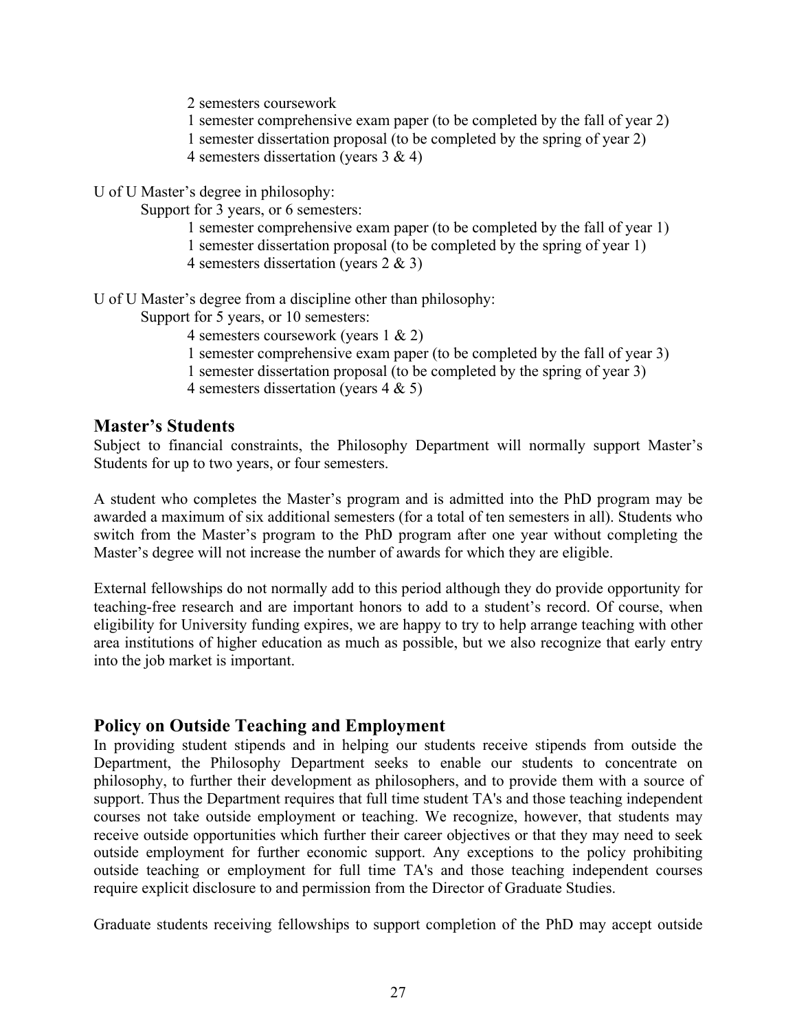2 semesters coursework
1 semester comprehensive exam paper (to be completed by the fall of year 2)
1 semester dissertation proposal (to be completed by the spring of year 2)
4 semesters dissertation (years 3 & 4)

U of U Master's degree in philosophy:

Support for 3 years, or 6 semesters:

1 semester comprehensive exam paper (to be completed by the fall of year 1)
1 semester dissertation proposal (to be completed by the spring of year 1)
4 semesters dissertation (years 2 & 3)

U of U Master's degree from a discipline other than philosophy:

Support for 5 years, or 10 semesters:

4 semesters coursework (years 1 & 2)
1 semester comprehensive exam paper (to be completed by the fall of year 3)
1 semester dissertation proposal (to be completed by the spring of year 3)
4 semesters dissertation (years 4 & 5)

## Master's Students

Subject to financial constraints, the Philosophy Department will normally support Master's Students for up to two years, or four semesters.

A student who completes the Master's program and is admitted into the PhD program may be awarded a maximum of six additional semesters (for a total of ten semesters in all). Students who switch from the Master's program to the PhD program after one year without completing the Master's degree will not increase the number of awards for which they are eligible.

External fellowships do not normally add to this period although they do provide opportunity for teaching-free research and are important honors to add to a student's record. Of course, when eligibility for University funding expires, we are happy to try to help arrange teaching with other area institutions of higher education as much as possible, but we also recognize that early entry into the job market is important.

## Policy on Outside Teaching and Employment

In providing student stipends and in helping our students receive stipends from outside the Department, the Philosophy Department seeks to enable our students to concentrate on philosophy, to further their development as philosophers, and to provide them with a source of support. Thus the Department requires that full time student TA's and those teaching independent courses not take outside employment or teaching. We recognize, however, that students may receive outside opportunities which further their career objectives or that they may need to seek outside employment for further economic support. Any exceptions to the policy prohibiting outside teaching or employment for full time TA's and those teaching independent courses require explicit disclosure to and permission from the Director of Graduate Studies.

Graduate students receiving fellowships to support completion of the PhD may accept outside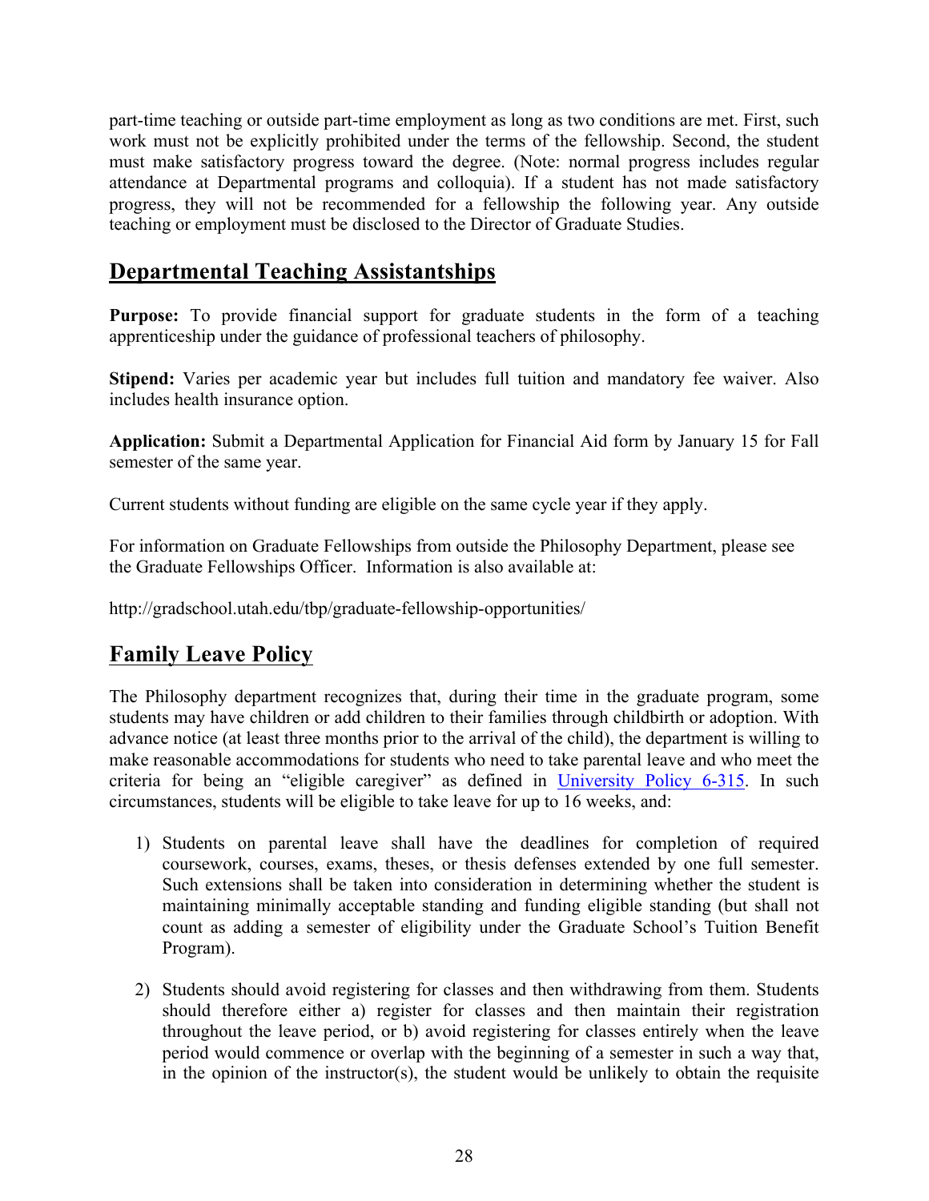part-time teaching or outside part-time employment as long as two conditions are met. First, such work must not be explicitly prohibited under the terms of the fellowship. Second, the student must make satisfactory progress toward the degree. (Note: normal progress includes regular attendance at Departmental programs and colloquia). If a student has not made satisfactory progress, they will not be recommended for a fellowship the following year. Any outside teaching or employment must be disclosed to the Director of Graduate Studies.

## Departmental Teaching Assistantships

**Purpose:** To provide financial support for graduate students in the form of a teaching apprenticeship under the guidance of professional teachers of philosophy.

**Stipend:** Varies per academic year but includes full tuition and mandatory fee waiver. Also includes health insurance option.

**Application:** Submit a Departmental Application for Financial Aid form by January 15 for Fall semester of the same year.

Current students without funding are eligible on the same cycle year if they apply.

For information on Graduate Fellowships from outside the Philosophy Department, please see the Graduate Fellowships Officer. Information is also available at:

http://gradschool.utah.edu/tbp/graduate-fellowship-opportunities/

## Family Leave Policy

The Philosophy department recognizes that, during their time in the graduate program, some students may have children or add children to their families through childbirth or adoption. With advance notice (at least three months prior to the arrival of the child), the department is willing to make reasonable accommodations for students who need to take parental leave and who meet the criteria for being an "eligible caregiver" as defined in University Policy 6-315. In such circumstances, students will be eligible to take leave for up to 16 weeks, and:

1) Students on parental leave shall have the deadlines for completion of required coursework, courses, exams, theses, or thesis defenses extended by one full semester. Such extensions shall be taken into consideration in determining whether the student is maintaining minimally acceptable standing and funding eligible standing (but shall not count as adding a semester of eligibility under the Graduate School's Tuition Benefit Program).

2) Students should avoid registering for classes and then withdrawing from them. Students should therefore either a) register for classes and then maintain their registration throughout the leave period, or b) avoid registering for classes entirely when the leave period would commence or overlap with the beginning of a semester in such a way that, in the opinion of the instructor(s), the student would be unlikely to obtain the requisite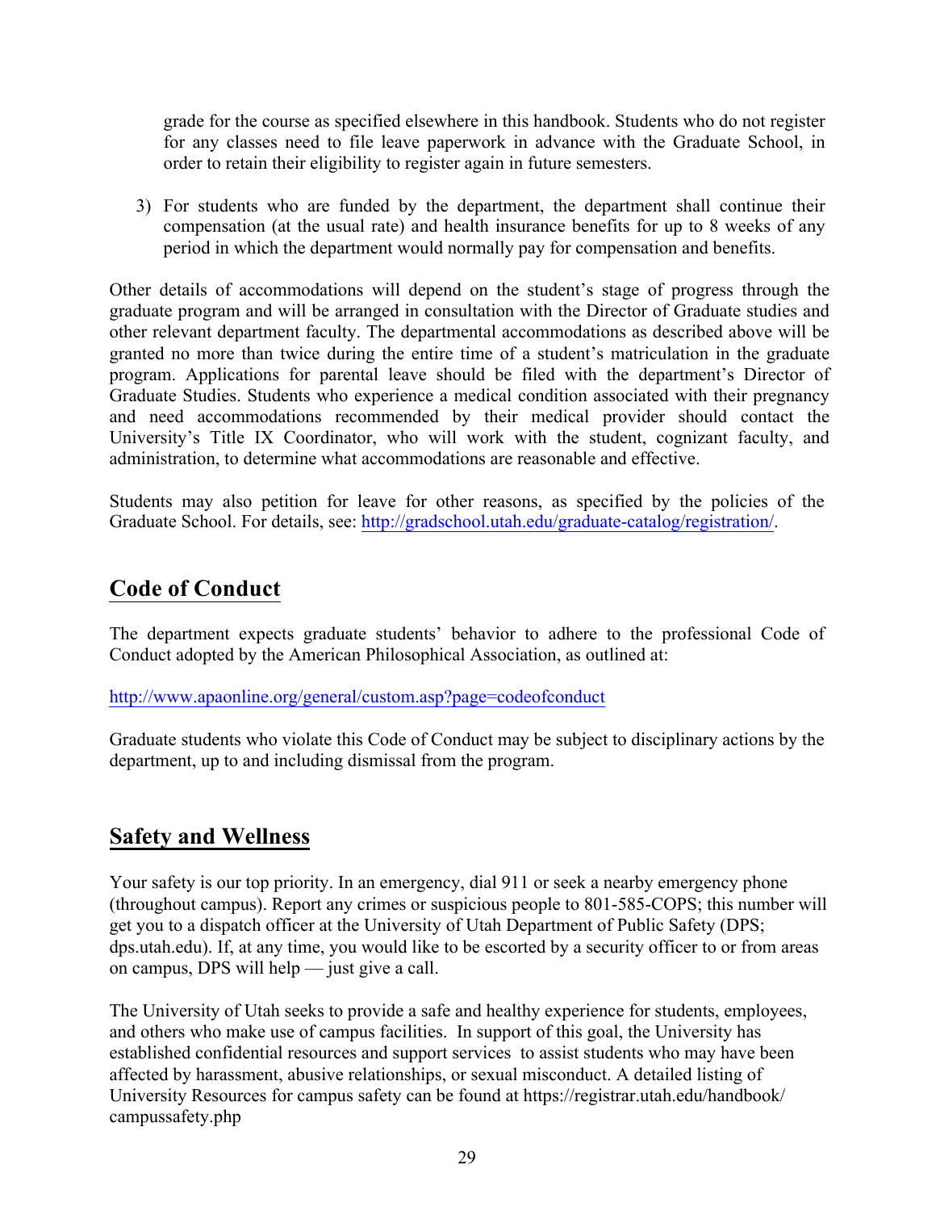grade for the course as specified elsewhere in this handbook. Students who do not register for any classes need to file leave paperwork in advance with the Graduate School, in order to retain their eligibility to register again in future semesters.

3) For students who are funded by the department, the department shall continue their compensation (at the usual rate) and health insurance benefits for up to 8 weeks of any period in which the department would normally pay for compensation and benefits.

Other details of accommodations will depend on the student's stage of progress through the graduate program and will be arranged in consultation with the Director of Graduate studies and other relevant department faculty. The departmental accommodations as described above will be granted no more than twice during the entire time of a student's matriculation in the graduate program. Applications for parental leave should be filed with the department's Director of Graduate Studies. Students who experience a medical condition associated with their pregnancy and need accommodations recommended by their medical provider should contact the University's Title IX Coordinator, who will work with the student, cognizant faculty, and administration, to determine what accommodations are reasonable and effective.

Students may also petition for leave for other reasons, as specified by the policies of the Graduate School. For details, see: http://gradschool.utah.edu/graduate-catalog/registration/.

## Code of Conduct

The department expects graduate students' behavior to adhere to the professional Code of Conduct adopted by the American Philosophical Association, as outlined at:

http://www.apaonline.org/general/custom.asp?page=codeofconduct

Graduate students who violate this Code of Conduct may be subject to disciplinary actions by the department, up to and including dismissal from the program.

## Safety and Wellness

Your safety is our top priority. In an emergency, dial 911 or seek a nearby emergency phone (throughout campus). Report any crimes or suspicious people to 801-585-COPS; this number will get you to a dispatch officer at the University of Utah Department of Public Safety (DPS; dps.utah.edu). If, at any time, you would like to be escorted by a security officer to or from areas on campus, DPS will help — just give a call.

The University of Utah seeks to provide a safe and healthy experience for students, employees, and others who make use of campus facilities. In support of this goal, the University has established confidential resources and support services to assist students who may have been affected by harassment, abusive relationships, or sexual misconduct. A detailed listing of University Resources for campus safety can be found at https://registrar.utah.edu/handbook/campussafety.php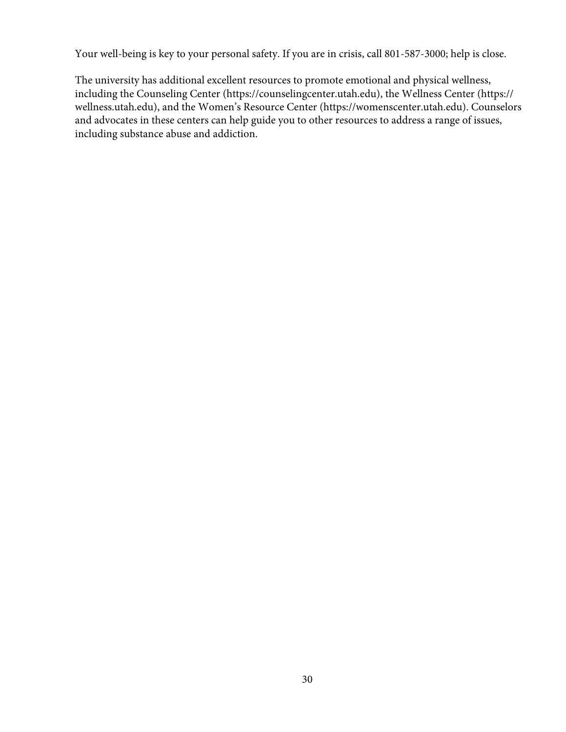Your well-being is key to your personal safety. If you are in crisis, call 801-587-3000; help is close.

The university has additional excellent resources to promote emotional and physical wellness, including the Counseling Center (https://counselingcenter.utah.edu), the Wellness Center (https://wellness.utah.edu), and the Women's Resource Center (https://womenscenter.utah.edu). Counselors and advocates in these centers can help guide you to other resources to address a range of issues, including substance abuse and addiction.